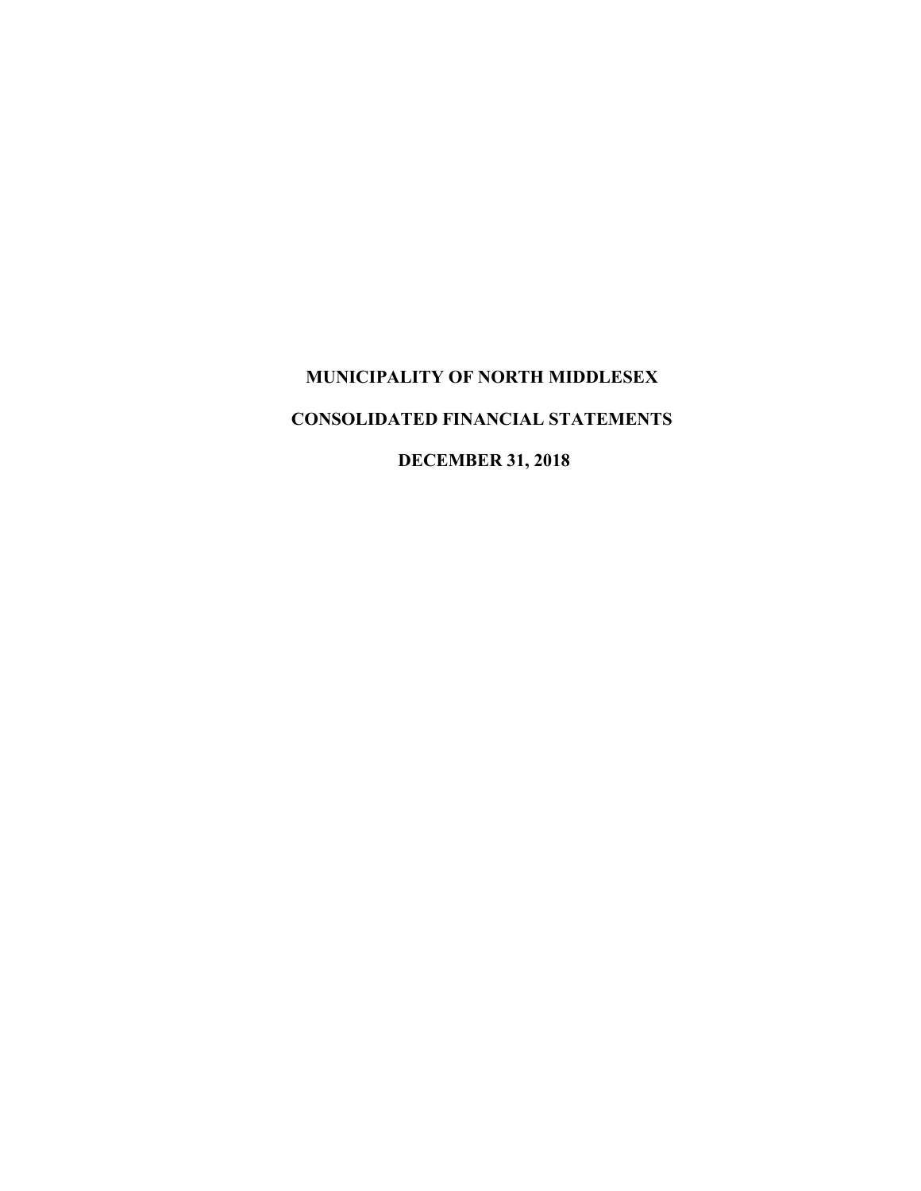# MUNICIPALITY OF NORTH MIDDLESEX

## CONSOLIDATED FINANCIAL STATEMENTS

## DECEMBER 31, 2018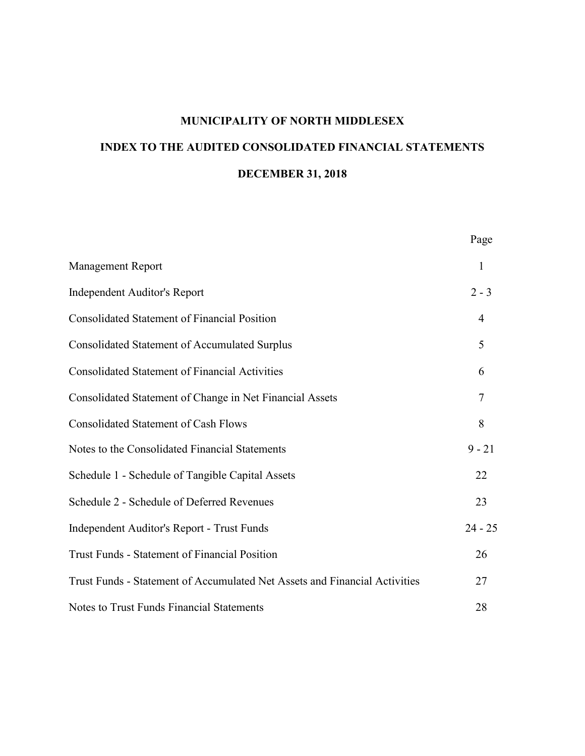# MUNICIPALITY OF NORTH MIDDLESEX

## INDEX TO THE AUDITED CONSOLIDATED FINANCIAL STATEMENTS

## DECEMBER 31, 2018

| | Page |
|---|---|
| Management Report | 1 |
| Independent Auditor's Report | 2 - 3 |
| Consolidated Statement of Financial Position | 4 |
| Consolidated Statement of Accumulated Surplus | 5 |
| Consolidated Statement of Financial Activities | 6 |
| Consolidated Statement of Change in Net Financial Assets | 7 |
| Consolidated Statement of Cash Flows | 8 |
| Notes to the Consolidated Financial Statements | 9 - 21 |
| Schedule 1 - Schedule of Tangible Capital Assets | 22 |
| Schedule 2 - Schedule of Deferred Revenues | 23 |
| Independent Auditor's Report - Trust Funds | 24 - 25 |
| Trust Funds - Statement of Financial Position | 26 |
| Trust Funds - Statement of Accumulated Net Assets and Financial Activities | 27 |
| Notes to Trust Funds Financial Statements | 28 |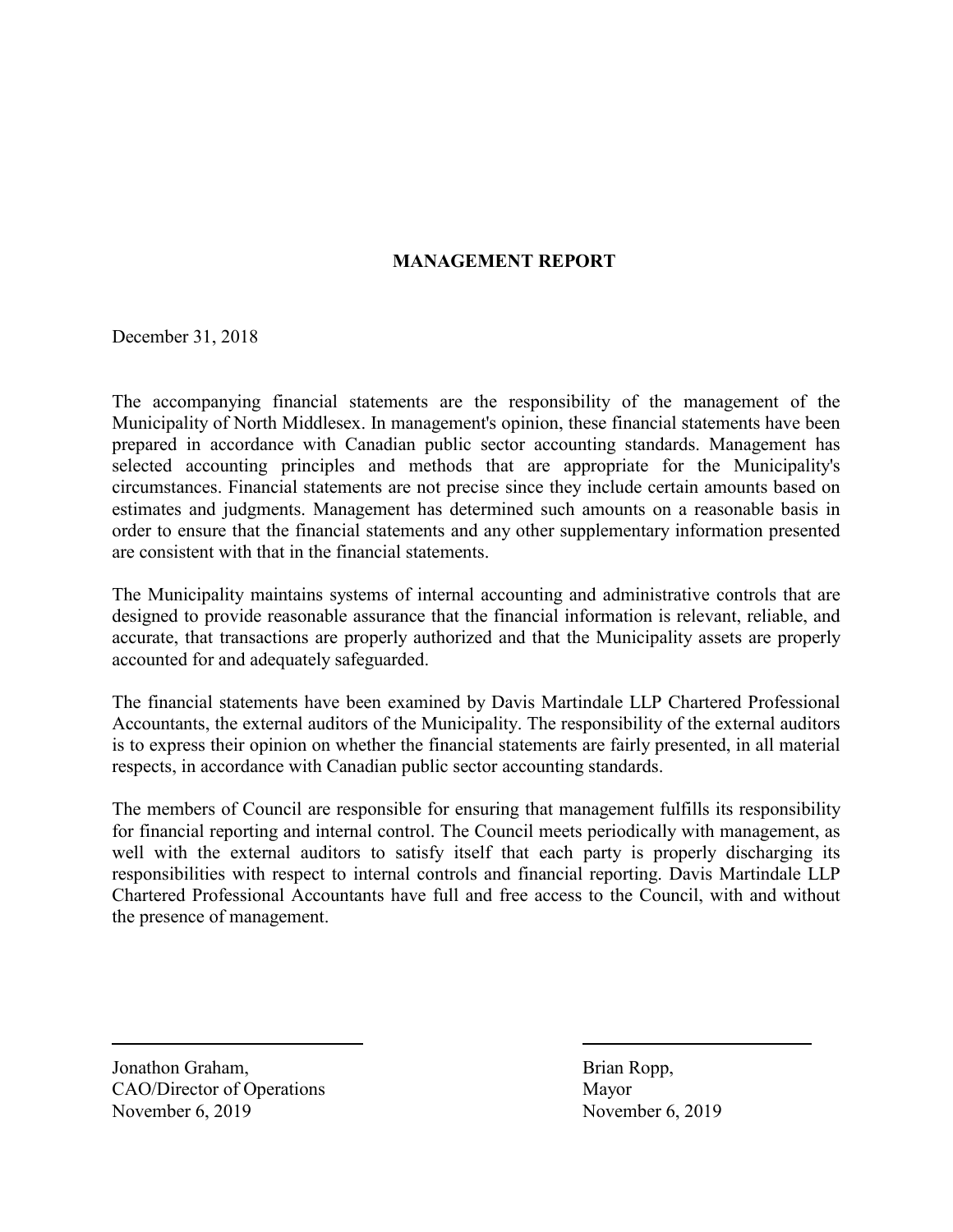# MANAGEMENT REPORT

December 31, 2018

The accompanying financial statements are the responsibility of the management of the Municipality of North Middlesex. In management's opinion, these financial statements have been prepared in accordance with Canadian public sector accounting standards. Management has selected accounting principles and methods that are appropriate for the Municipality's circumstances. Financial statements are not precise since they include certain amounts based on estimates and judgments. Management has determined such amounts on a reasonable basis in order to ensure that the financial statements and any other supplementary information presented are consistent with that in the financial statements.

The Municipality maintains systems of internal accounting and administrative controls that are designed to provide reasonable assurance that the financial information is relevant, reliable, and accurate, that transactions are properly authorized and that the Municipality assets are properly accounted for and adequately safeguarded.

The financial statements have been examined by Davis Martindale LLP Chartered Professional Accountants, the external auditors of the Municipality. The responsibility of the external auditors is to express their opinion on whether the financial statements are fairly presented, in all material respects, in accordance with Canadian public sector accounting standards.

The members of Council are responsible for ensuring that management fulfills its responsibility for financial reporting and internal control. The Council meets periodically with management, as well with the external auditors to satisfy itself that each party is properly discharging its responsibilities with respect to internal controls and financial reporting. Davis Martindale LLP Chartered Professional Accountants have full and free access to the Council, with and without the presence of management.

Jonathon Graham,
CAO/Director of Operations
November 6, 2019

Brian Ropp,
Mayor
November 6, 2019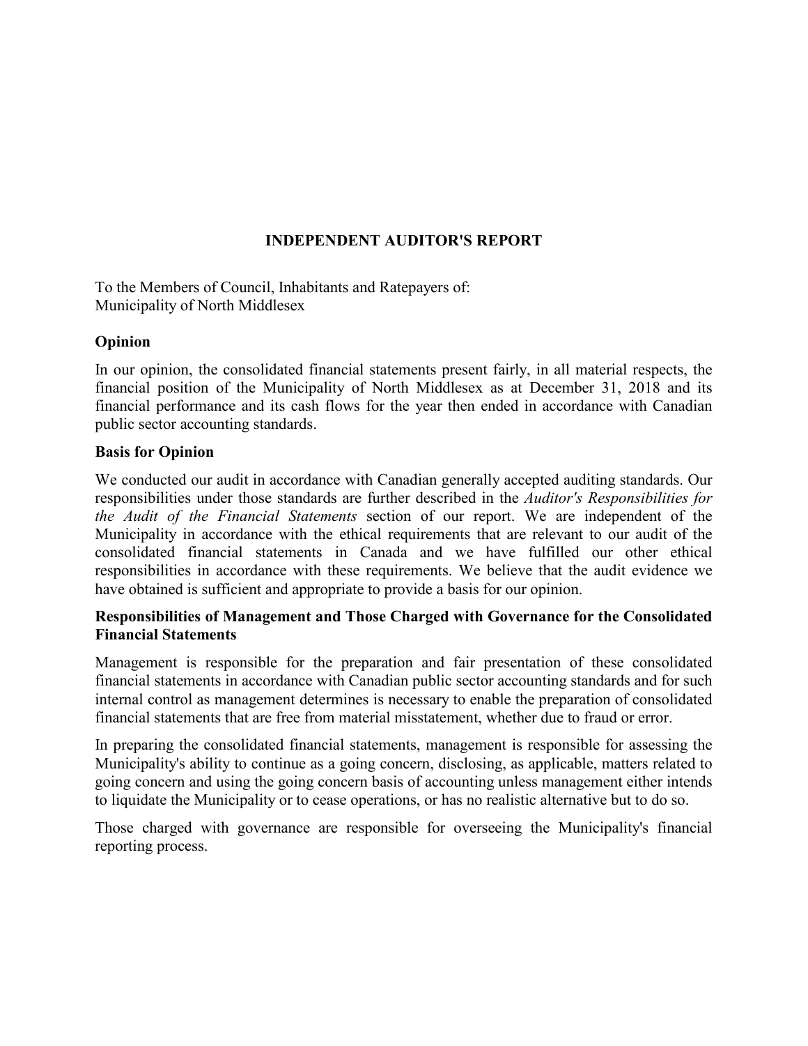# INDEPENDENT AUDITOR'S REPORT

To the Members of Council, Inhabitants and Ratepayers of:
Municipality of North Middlesex

## Opinion

In our opinion, the consolidated financial statements present fairly, in all material respects, the financial position of the Municipality of North Middlesex as at December 31, 2018 and its financial performance and its cash flows for the year then ended in accordance with Canadian public sector accounting standards.

## Basis for Opinion

We conducted our audit in accordance with Canadian generally accepted auditing standards. Our responsibilities under those standards are further described in the *Auditor's Responsibilities for the Audit of the Financial Statements* section of our report. We are independent of the Municipality in accordance with the ethical requirements that are relevant to our audit of the consolidated financial statements in Canada and we have fulfilled our other ethical responsibilities in accordance with these requirements. We believe that the audit evidence we have obtained is sufficient and appropriate to provide a basis for our opinion.

## Responsibilities of Management and Those Charged with Governance for the Consolidated Financial Statements

Management is responsible for the preparation and fair presentation of these consolidated financial statements in accordance with Canadian public sector accounting standards and for such internal control as management determines is necessary to enable the preparation of consolidated financial statements that are free from material misstatement, whether due to fraud or error.

In preparing the consolidated financial statements, management is responsible for assessing the Municipality's ability to continue as a going concern, disclosing, as applicable, matters related to going concern and using the going concern basis of accounting unless management either intends to liquidate the Municipality or to cease operations, or has no realistic alternative but to do so.

Those charged with governance are responsible for overseeing the Municipality's financial reporting process.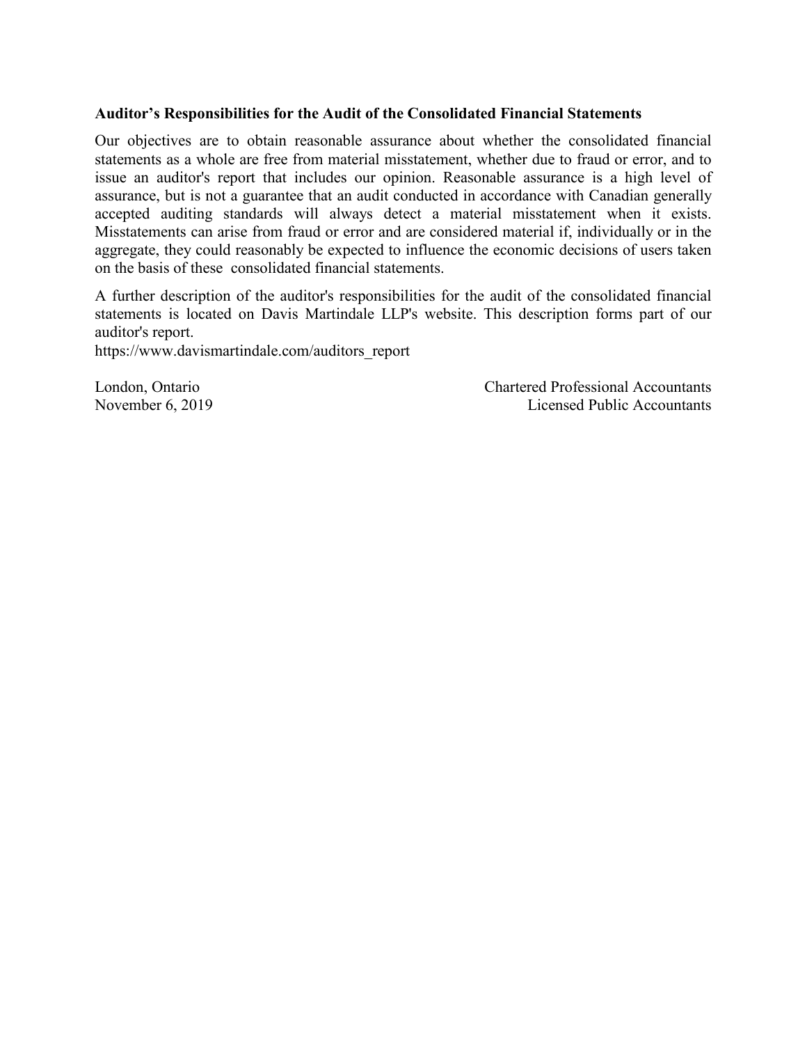**Auditor’s Responsibilities for the Audit of the Consolidated Financial Statements**

Our objectives are to obtain reasonable assurance about whether the consolidated financial statements as a whole are free from material misstatement, whether due to fraud or error, and to issue an auditor's report that includes our opinion. Reasonable assurance is a high level of assurance, but is not a guarantee that an audit conducted in accordance with Canadian generally accepted auditing standards will always detect a material misstatement when it exists. Misstatements can arise from fraud or error and are considered material if, individually or in the aggregate, they could reasonably be expected to influence the economic decisions of users taken on the basis of these consolidated financial statements.

A further description of the auditor's responsibilities for the audit of the consolidated financial statements is located on Davis Martindale LLP's website. This description forms part of our auditor's report.
https://www.davismartindale.com/auditors_report

London, Ontario
November 6, 2019

Chartered Professional Accountants
Licensed Public Accountants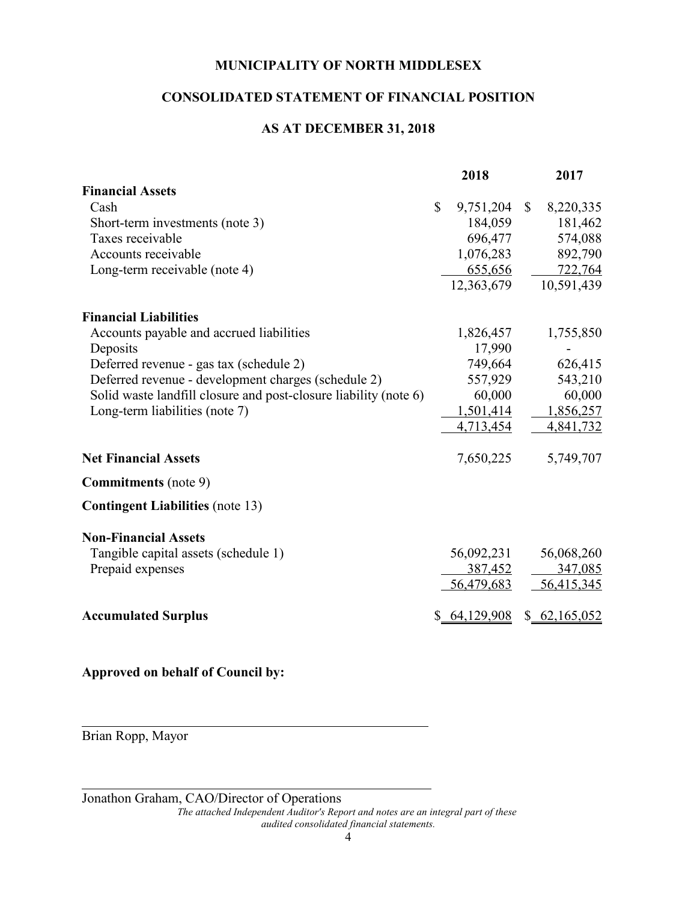# MUNICIPALITY OF NORTH MIDDLESEX

## CONSOLIDATED STATEMENT OF FINANCIAL POSITION

### AS AT DECEMBER 31, 2018

| | 2018 | 2017 |
|---|---|---|
| **Financial Assets** | | |
| Cash | $ 9,751,204 | $ 8,220,335 |
| Short-term investments (note 3) | 184,059 | 181,462 |
| Taxes receivable | 696,477 | 574,088 |
| Accounts receivable | 1,076,283 | 892,790 |
| Long-term receivable (note 4) | 655,656 | 722,764 |
| | 12,363,679 | 10,591,439 |
| **Financial Liabilities** | | |
| Accounts payable and accrued liabilities | 1,826,457 | 1,755,850 |
| Deposits | 17,990 | - |
| Deferred revenue - gas tax (schedule 2) | 749,664 | 626,415 |
| Deferred revenue - development charges (schedule 2) | 557,929 | 543,210 |
| Solid waste landfill closure and post-closure liability (note 6) | 60,000 | 60,000 |
| Long-term liabilities (note 7) | 1,501,414 | 1,856,257 |
| | 4,713,454 | 4,841,732 |
| **Net Financial Assets** | 7,650,225 | 5,749,707 |
| **Commitments** (note 9) | | |
| **Contingent Liabilities** (note 13) | | |
| **Non-Financial Assets** | | |
| Tangible capital assets (schedule 1) | 56,092,231 | 56,068,260 |
| Prepaid expenses | 387,452 | 347,085 |
| | 56,479,683 | 56,415,345 |
| **Accumulated Surplus** | $ 64,129,908 | $ 62,165,052 |

**Approved on behalf of Council by:**

Brian Ropp, Mayor

Jonathon Graham, CAO/Director of Operations

*The attached Independent Auditor's Report and notes are an integral part of these audited consolidated financial statements.*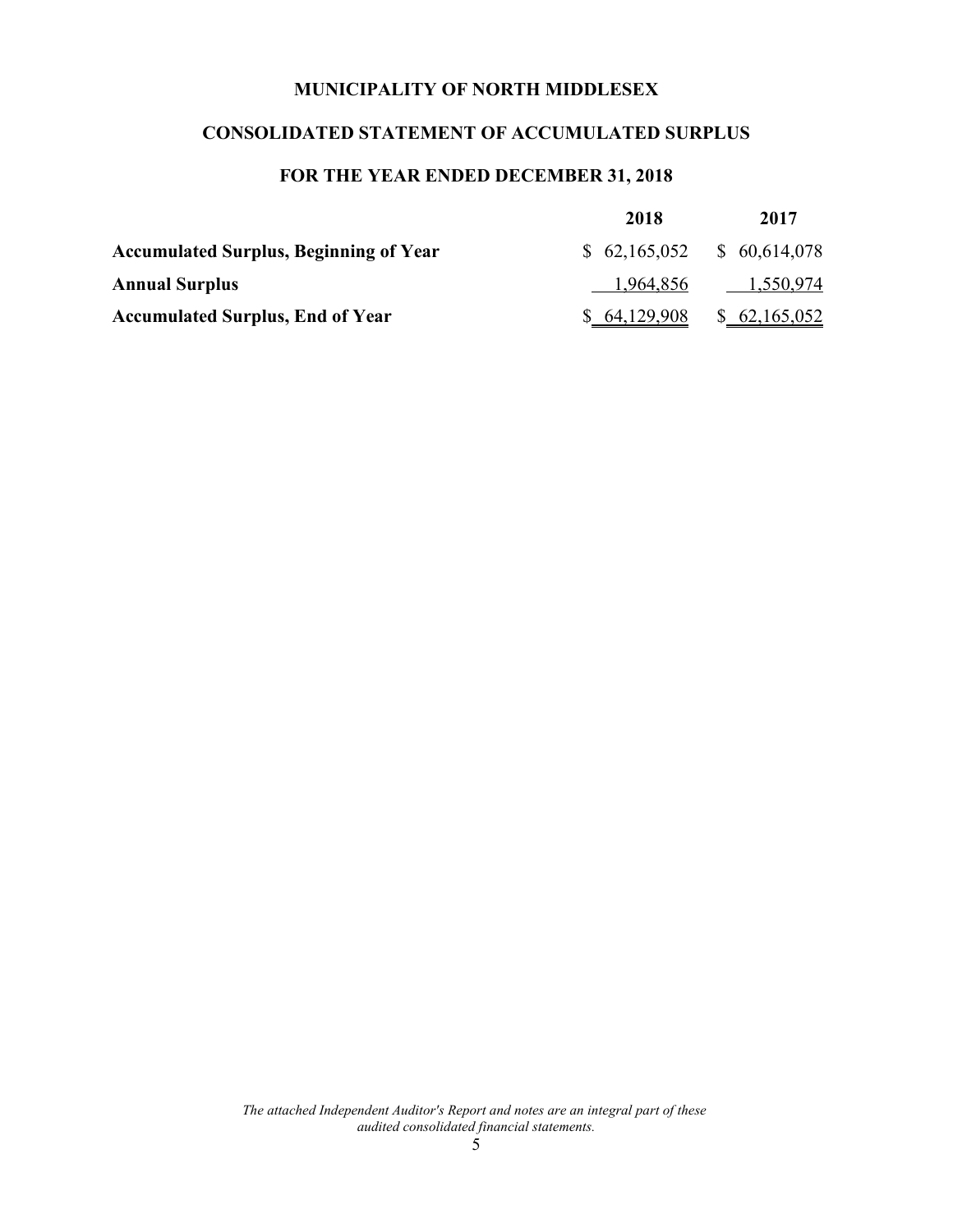# MUNICIPALITY OF NORTH MIDDLESEX

## CONSOLIDATED STATEMENT OF ACCUMULATED SURPLUS

### FOR THE YEAR ENDED DECEMBER 31, 2018

| | 2018 | 2017 |
|---|---|---|
| **Accumulated Surplus, Beginning of Year** | $ 62,165,052 | $ 60,614,078 |
| **Annual Surplus** | 1,964,856 | 1,550,974 |
| **Accumulated Surplus, End of Year** | $ 64,129,908 | $ 62,165,052 |

*The attached Independent Auditor's Report and notes are an integral part of these audited consolidated financial statements.*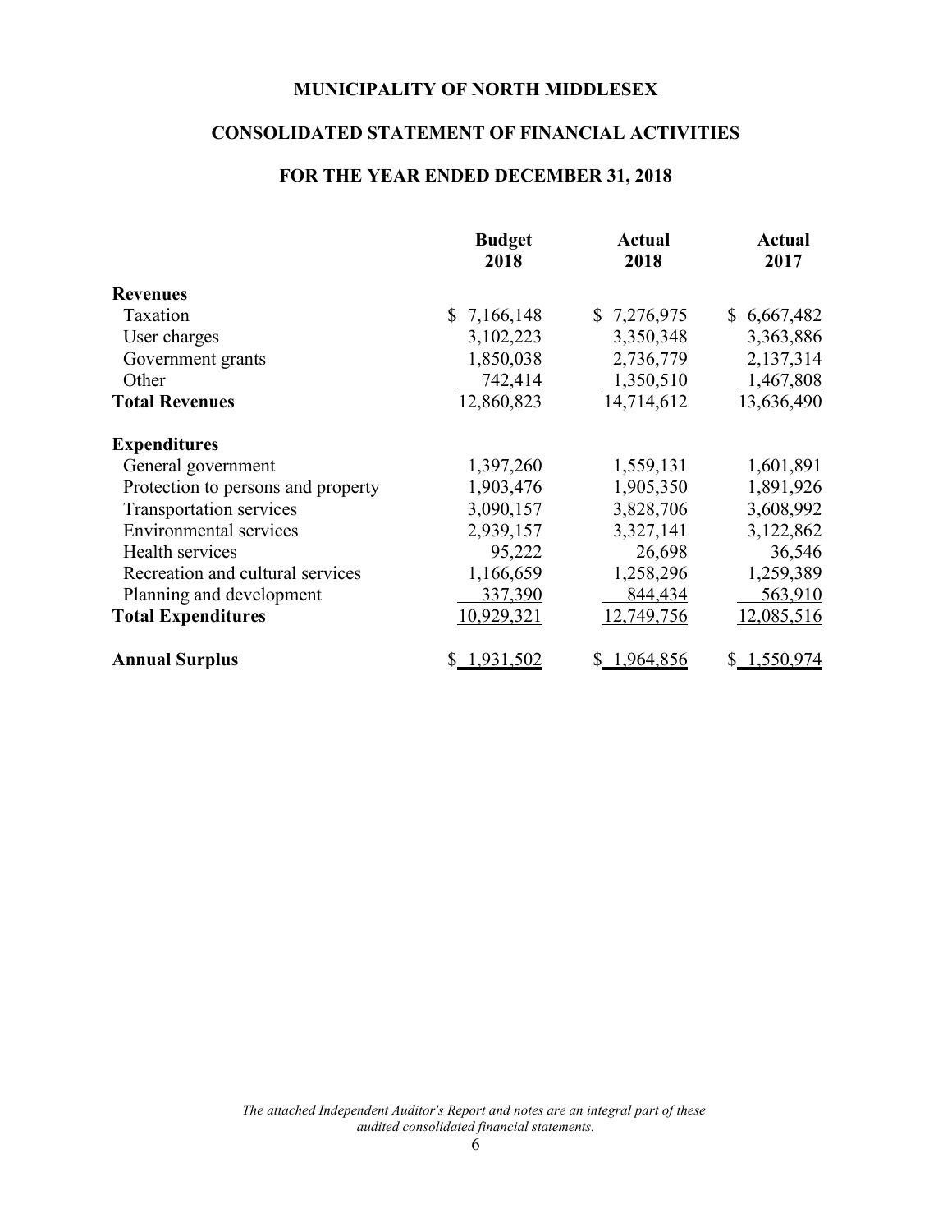# MUNICIPALITY OF NORTH MIDDLESEX

## CONSOLIDATED STATEMENT OF FINANCIAL ACTIVITIES

### FOR THE YEAR ENDED DECEMBER 31, 2018

| | Budget 2018 | Actual 2018 | Actual 2017 |
|---|---|---|---|
| **Revenues** | | | |
| Taxation | $ 7,166,148 | $ 7,276,975 | $ 6,667,482 |
| User charges | 3,102,223 | 3,350,348 | 3,363,886 |
| Government grants | 1,850,038 | 2,736,779 | 2,137,314 |
| Other | 742,414 | 1,350,510 | 1,467,808 |
| **Total Revenues** | 12,860,823 | 14,714,612 | 13,636,490 |
| **Expenditures** | | | |
| General government | 1,397,260 | 1,559,131 | 1,601,891 |
| Protection to persons and property | 1,903,476 | 1,905,350 | 1,891,926 |
| Transportation services | 3,090,157 | 3,828,706 | 3,608,992 |
| Environmental services | 2,939,157 | 3,327,141 | 3,122,862 |
| Health services | 95,222 | 26,698 | 36,546 |
| Recreation and cultural services | 1,166,659 | 1,258,296 | 1,259,389 |
| Planning and development | 337,390 | 844,434 | 563,910 |
| **Total Expenditures** | 10,929,321 | 12,749,756 | 12,085,516 |
| **Annual Surplus** | $ 1,931,502 | $ 1,964,856 | $ 1,550,974 |

*The attached Independent Auditor's Report and notes are an integral part of these audited consolidated financial statements.*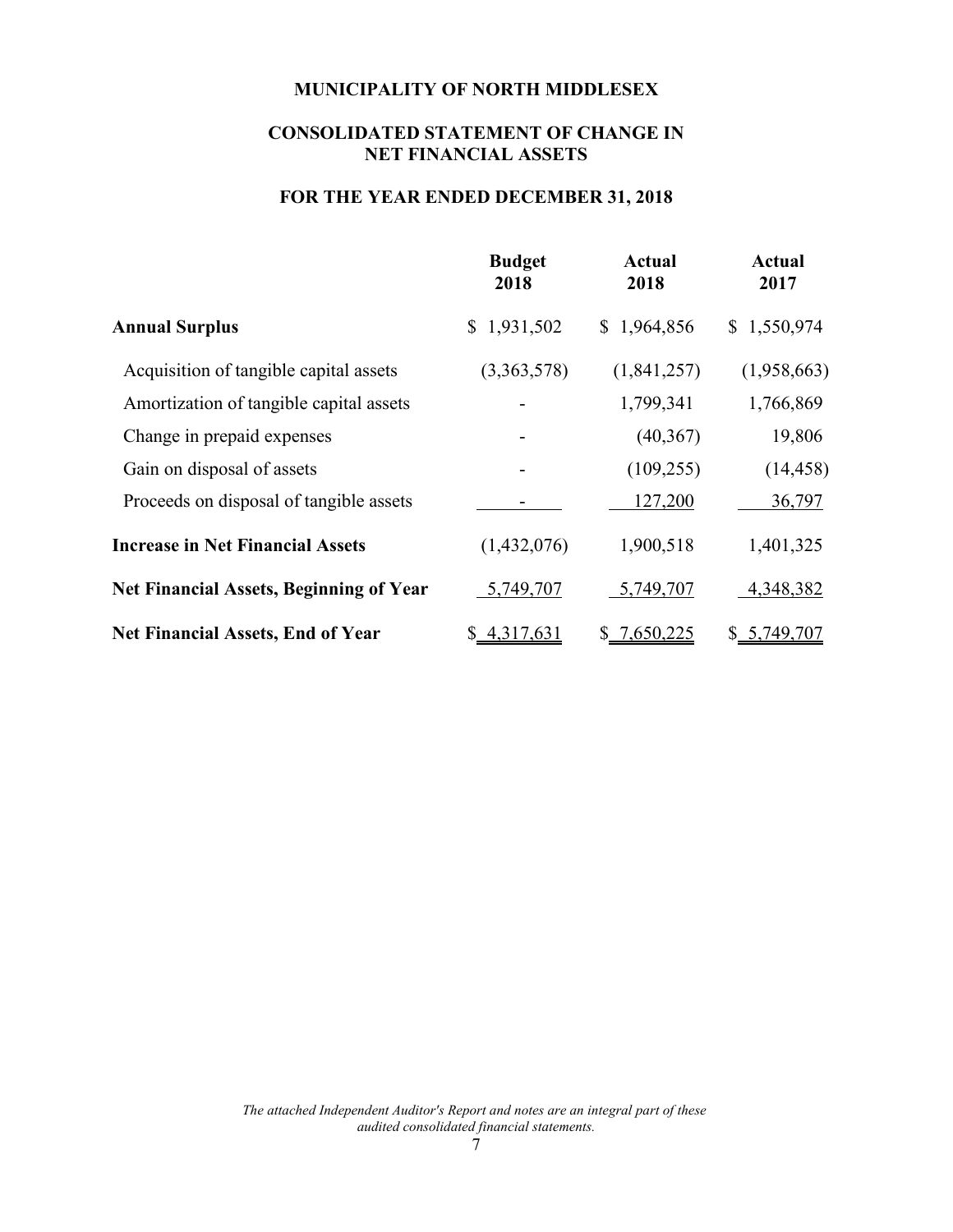# MUNICIPALITY OF NORTH MIDDLESEX

## CONSOLIDATED STATEMENT OF CHANGE IN NET FINANCIAL ASSETS

### FOR THE YEAR ENDED DECEMBER 31, 2018

| | Budget 2018 | Actual 2018 | Actual 2017 |
|---|---|---|---|
| **Annual Surplus** | $ 1,931,502 | $ 1,964,856 | $ 1,550,974 |
| Acquisition of tangible capital assets | (3,363,578) | (1,841,257) | (1,958,663) |
| Amortization of tangible capital assets | - | 1,799,341 | 1,766,869 |
| Change in prepaid expenses | - | (40,367) | 19,806 |
| Gain on disposal of assets | - | (109,255) | (14,458) |
| Proceeds on disposal of tangible assets | - | 127,200 | 36,797 |
| **Increase in Net Financial Assets** | (1,432,076) | 1,900,518 | 1,401,325 |
| **Net Financial Assets, Beginning of Year** | 5,749,707 | 5,749,707 | 4,348,382 |
| **Net Financial Assets, End of Year** | $ 4,317,631 | $ 7,650,225 | $ 5,749,707 |

*The attached Independent Auditor's Report and notes are an integral part of these audited consolidated financial statements.*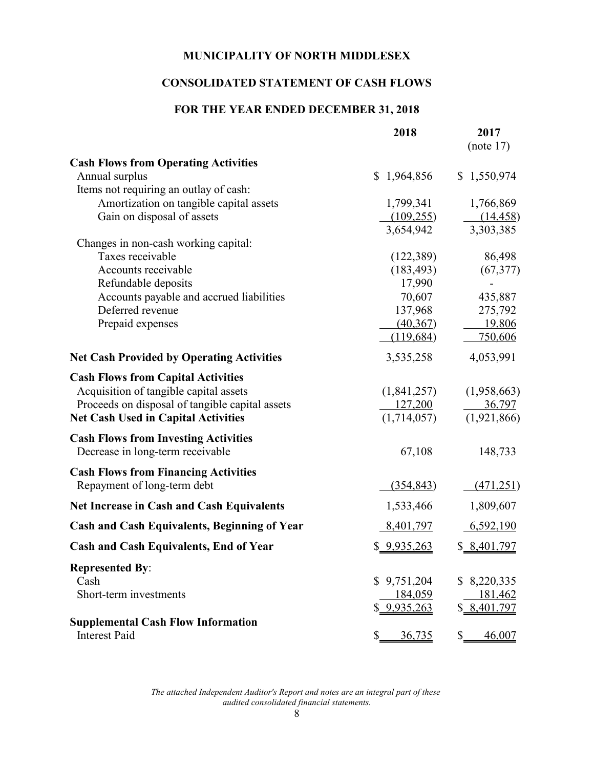# MUNICIPALITY OF NORTH MIDDLESEX

## CONSOLIDATED STATEMENT OF CASH FLOWS

### FOR THE YEAR ENDED DECEMBER 31, 2018

| | 2018 | 2017 (note 17) |
|---|---|---|
| **Cash Flows from Operating Activities** | | |
| Annual surplus | $ 1,964,856 | $ 1,550,974 |
| Items not requiring an outlay of cash: | | |
| Amortization on tangible capital assets | 1,799,341 | 1,766,869 |
| Gain on disposal of assets | (109,255) | (14,458) |
| | 3,654,942 | 3,303,385 |
| Changes in non-cash working capital: | | |
| Taxes receivable | (122,389) | 86,498 |
| Accounts receivable | (183,493) | (67,377) |
| Refundable deposits | 17,990 | - |
| Accounts payable and accrued liabilities | 70,607 | 435,887 |
| Deferred revenue | 137,968 | 275,792 |
| Prepaid expenses | (40,367) | 19,806 |
| | (119,684) | 750,606 |
| **Net Cash Provided by Operating Activities** | 3,535,258 | 4,053,991 |
| **Cash Flows from Capital Activities** | | |
| Acquisition of tangible capital assets | (1,841,257) | (1,958,663) |
| Proceeds on disposal of tangible capital assets | 127,200 | 36,797 |
| **Net Cash Used in Capital Activities** | (1,714,057) | (1,921,866) |
| **Cash Flows from Investing Activities** | | |
| Decrease in long-term receivable | 67,108 | 148,733 |
| **Cash Flows from Financing Activities** | | |
| Repayment of long-term debt | (354,843) | (471,251) |
| **Net Increase in Cash and Cash Equivalents** | 1,533,466 | 1,809,607 |
| **Cash and Cash Equivalents, Beginning of Year** | 8,401,797 | 6,592,190 |
| **Cash and Cash Equivalents, End of Year** | $ 9,935,263 | $ 8,401,797 |
| **Represented By**: | | |
| Cash | $ 9,751,204 | $ 8,220,335 |
| Short-term investments | 184,059 | 181,462 |
| | $ 9,935,263 | $ 8,401,797 |
| **Supplemental Cash Flow Information** | | |
| Interest Paid | $ 36,735 | $ 46,007 |

*The attached Independent Auditor's Report and notes are an integral part of these audited consolidated financial statements.*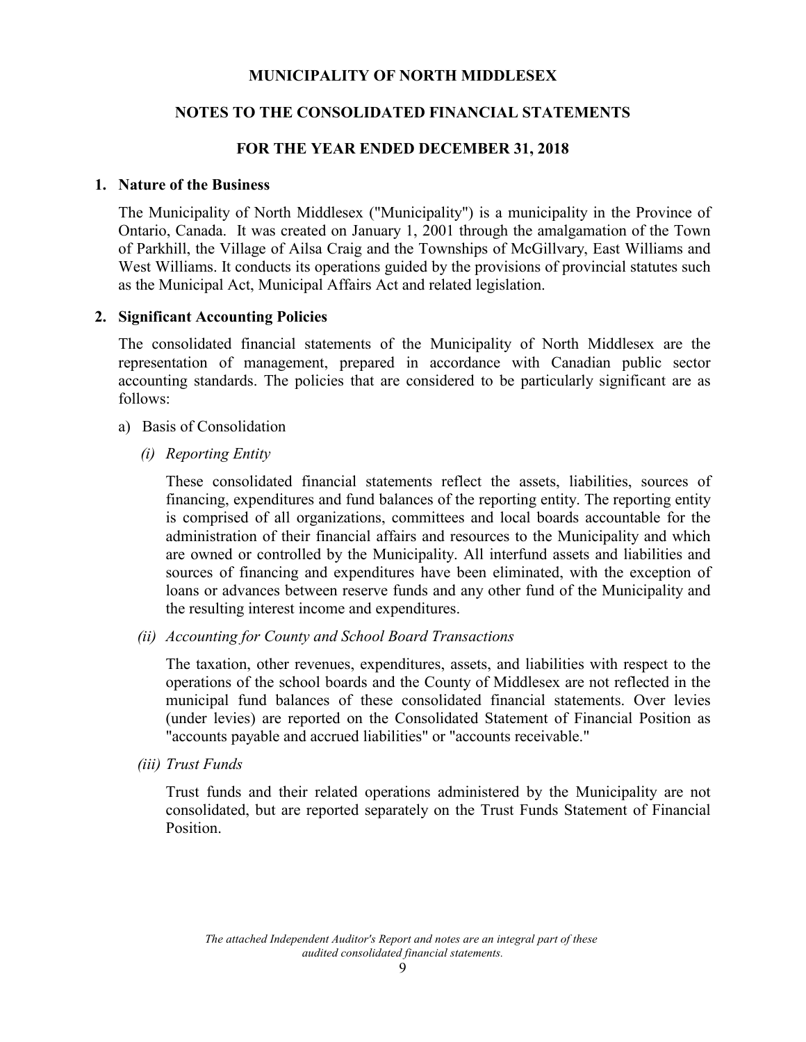# MUNICIPALITY OF NORTH MIDDLESEX

## NOTES TO THE CONSOLIDATED FINANCIAL STATEMENTS

### FOR THE YEAR ENDED DECEMBER 31, 2018

**1. Nature of the Business**

The Municipality of North Middlesex ("Municipality") is a municipality in the Province of Ontario, Canada. It was created on January 1, 2001 through the amalgamation of the Town of Parkhill, the Village of Ailsa Craig and the Townships of McGillvary, East Williams and West Williams. It conducts its operations guided by the provisions of provincial statutes such as the Municipal Act, Municipal Affairs Act and related legislation.

**2. Significant Accounting Policies**

The consolidated financial statements of the Municipality of North Middlesex are the representation of management, prepared in accordance with Canadian public sector accounting standards. The policies that are considered to be particularly significant are as follows:

a) Basis of Consolidation

*(i) Reporting Entity*

These consolidated financial statements reflect the assets, liabilities, sources of financing, expenditures and fund balances of the reporting entity. The reporting entity is comprised of all organizations, committees and local boards accountable for the administration of their financial affairs and resources to the Municipality and which are owned or controlled by the Municipality. All interfund assets and liabilities and sources of financing and expenditures have been eliminated, with the exception of loans or advances between reserve funds and any other fund of the Municipality and the resulting interest income and expenditures.

*(ii) Accounting for County and School Board Transactions*

The taxation, other revenues, expenditures, assets, and liabilities with respect to the operations of the school boards and the County of Middlesex are not reflected in the municipal fund balances of these consolidated financial statements. Over levies (under levies) are reported on the Consolidated Statement of Financial Position as "accounts payable and accrued liabilities" or "accounts receivable."

*(iii) Trust Funds*

Trust funds and their related operations administered by the Municipality are not consolidated, but are reported separately on the Trust Funds Statement of Financial Position.

*The attached Independent Auditor's Report and notes are an integral part of these audited consolidated financial statements.*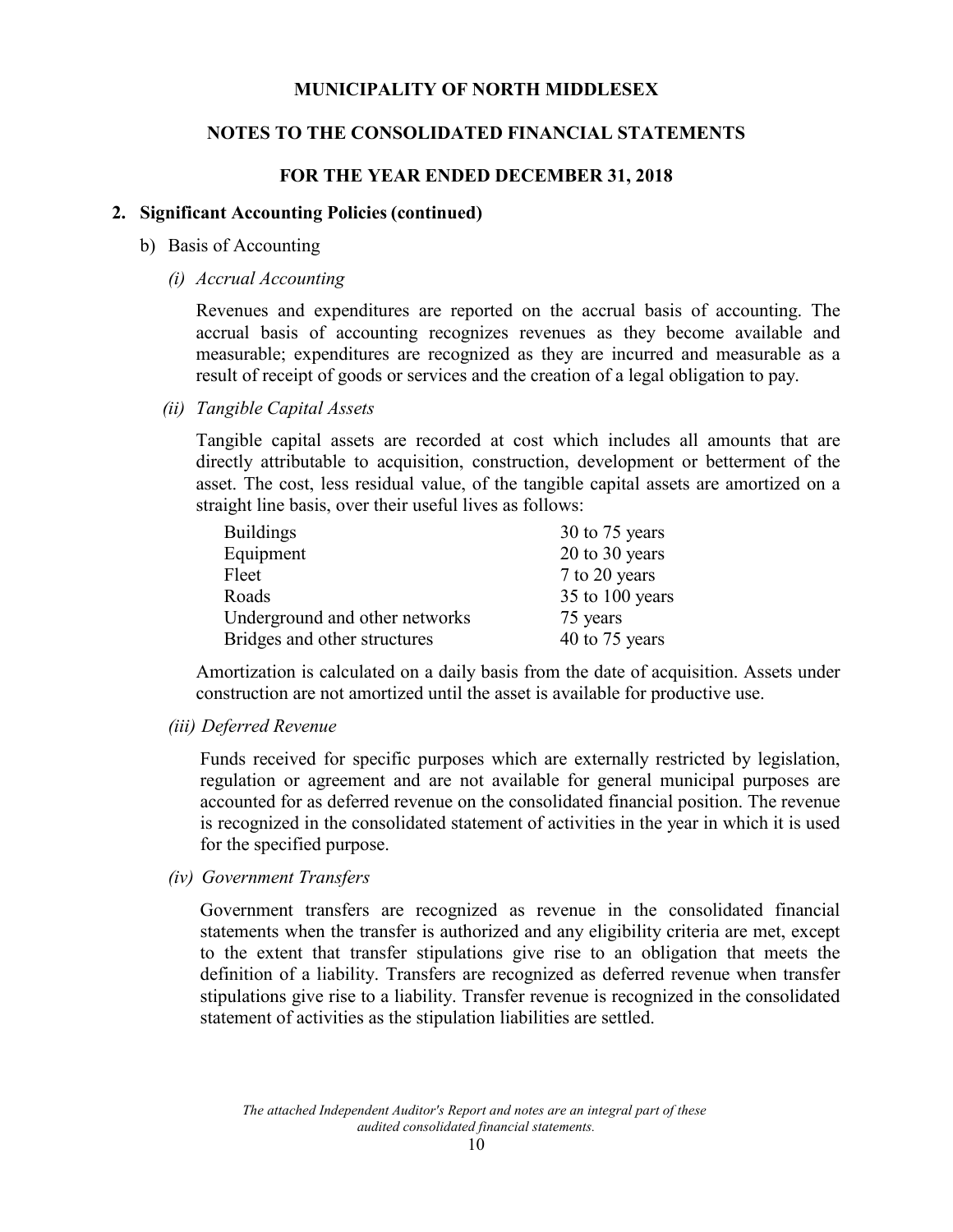# MUNICIPALITY OF NORTH MIDDLESEX

## NOTES TO THE CONSOLIDATED FINANCIAL STATEMENTS

## FOR THE YEAR ENDED DECEMBER 31, 2018

### 2. Significant Accounting Policies (continued)

b) Basis of Accounting

*(i) Accrual Accounting*

Revenues and expenditures are reported on the accrual basis of accounting. The accrual basis of accounting recognizes revenues as they become available and measurable; expenditures are recognized as they are incurred and measurable as a result of receipt of goods or services and the creation of a legal obligation to pay.

*(ii) Tangible Capital Assets*

Tangible capital assets are recorded at cost which includes all amounts that are directly attributable to acquisition, construction, development or betterment of the asset. The cost, less residual value, of the tangible capital assets are amortized on a straight line basis, over their useful lives as follows:

| | |
|---|---|
| Buildings | 30 to 75 years |
| Equipment | 20 to 30 years |
| Fleet | 7 to 20 years |
| Roads | 35 to 100 years |
| Underground and other networks | 75 years |
| Bridges and other structures | 40 to 75 years |

Amortization is calculated on a daily basis from the date of acquisition. Assets under construction are not amortized until the asset is available for productive use.

*(iii) Deferred Revenue*

Funds received for specific purposes which are externally restricted by legislation, regulation or agreement and are not available for general municipal purposes are accounted for as deferred revenue on the consolidated financial position. The revenue is recognized in the consolidated statement of activities in the year in which it is used for the specified purpose.

*(iv) Government Transfers*

Government transfers are recognized as revenue in the consolidated financial statements when the transfer is authorized and any eligibility criteria are met, except to the extent that transfer stipulations give rise to an obligation that meets the definition of a liability. Transfers are recognized as deferred revenue when transfer stipulations give rise to a liability. Transfer revenue is recognized in the consolidated statement of activities as the stipulation liabilities are settled.

*The attached Independent Auditor's Report and notes are an integral part of these audited consolidated financial statements.*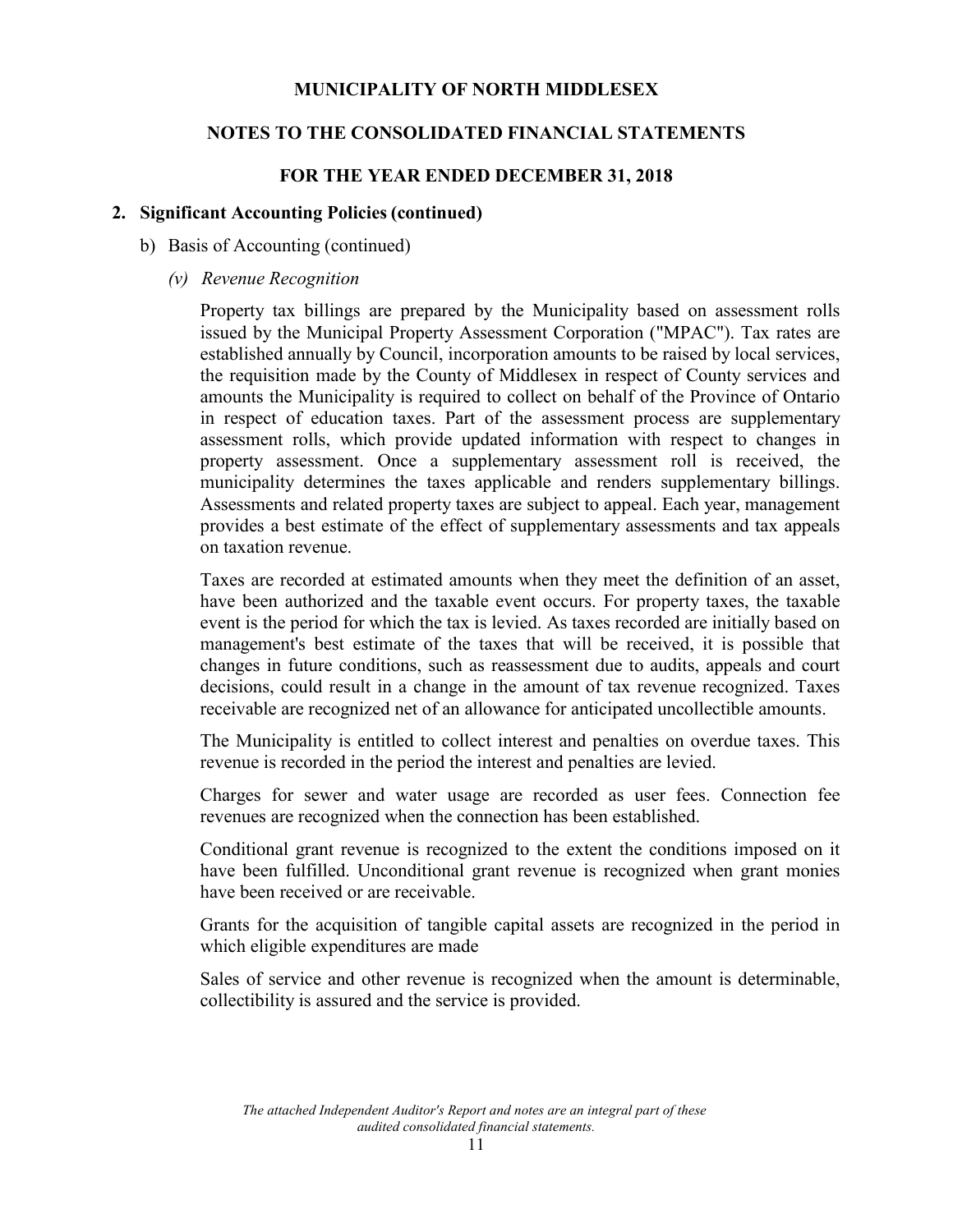## 2. Significant Accounting Policies (continued)

b) Basis of Accounting (continued)

*(v) Revenue Recognition*

Property tax billings are prepared by the Municipality based on assessment rolls issued by the Municipal Property Assessment Corporation ("MPAC"). Tax rates are established annually by Council, incorporation amounts to be raised by local services, the requisition made by the County of Middlesex in respect of County services and amounts the Municipality is required to collect on behalf of the Province of Ontario in respect of education taxes. Part of the assessment process are supplementary assessment rolls, which provide updated information with respect to changes in property assessment. Once a supplementary assessment roll is received, the municipality determines the taxes applicable and renders supplementary billings. Assessments and related property taxes are subject to appeal. Each year, management provides a best estimate of the effect of supplementary assessments and tax appeals on taxation revenue.

Taxes are recorded at estimated amounts when they meet the definition of an asset, have been authorized and the taxable event occurs. For property taxes, the taxable event is the period for which the tax is levied. As taxes recorded are initially based on management's best estimate of the taxes that will be received, it is possible that changes in future conditions, such as reassessment due to audits, appeals and court decisions, could result in a change in the amount of tax revenue recognized. Taxes receivable are recognized net of an allowance for anticipated uncollectible amounts.

The Municipality is entitled to collect interest and penalties on overdue taxes. This revenue is recorded in the period the interest and penalties are levied.

Charges for sewer and water usage are recorded as user fees. Connection fee revenues are recognized when the connection has been established.

Conditional grant revenue is recognized to the extent the conditions imposed on it have been fulfilled. Unconditional grant revenue is recognized when grant monies have been received or are receivable.

Grants for the acquisition of tangible capital assets are recognized in the period in which eligible expenditures are made

Sales of service and other revenue is recognized when the amount is determinable, collectibility is assured and the service is provided.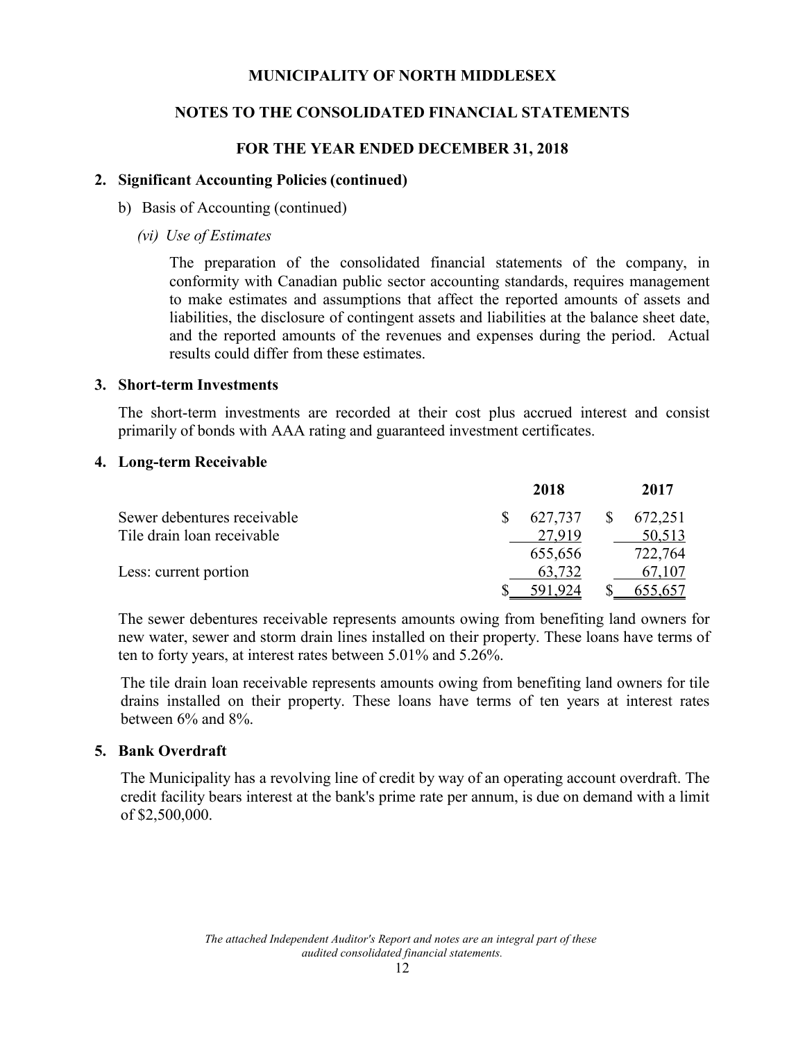# MUNICIPALITY OF NORTH MIDDLESEX

## NOTES TO THE CONSOLIDATED FINANCIAL STATEMENTS

## FOR THE YEAR ENDED DECEMBER 31, 2018

### 2. Significant Accounting Policies (continued)

b) Basis of Accounting (continued)

*(vi) Use of Estimates*

The preparation of the consolidated financial statements of the company, in conformity with Canadian public sector accounting standards, requires management to make estimates and assumptions that affect the reported amounts of assets and liabilities, the disclosure of contingent assets and liabilities at the balance sheet date, and the reported amounts of the revenues and expenses during the period. Actual results could differ from these estimates.

### 3. Short-term Investments

The short-term investments are recorded at their cost plus accrued interest and consist primarily of bonds with AAA rating and guaranteed investment certificates.

### 4. Long-term Receivable

| | 2018 | 2017 |
|---|---|---|
| Sewer debentures receivable | $ 627,737 | $ 672,251 |
| Tile drain loan receivable | 27,919 | 50,513 |
| | 655,656 | 722,764 |
| Less: current portion | 63,732 | 67,107 |
| | $ 591,924 | $ 655,657 |

The sewer debentures receivable represents amounts owing from benefiting land owners for new water, sewer and storm drain lines installed on their property. These loans have terms of ten to forty years, at interest rates between 5.01% and 5.26%.

The tile drain loan receivable represents amounts owing from benefiting land owners for tile drains installed on their property. These loans have terms of ten years at interest rates between 6% and 8%.

### 5. Bank Overdraft

The Municipality has a revolving line of credit by way of an operating account overdraft. The credit facility bears interest at the bank's prime rate per annum, is due on demand with a limit of $2,500,000.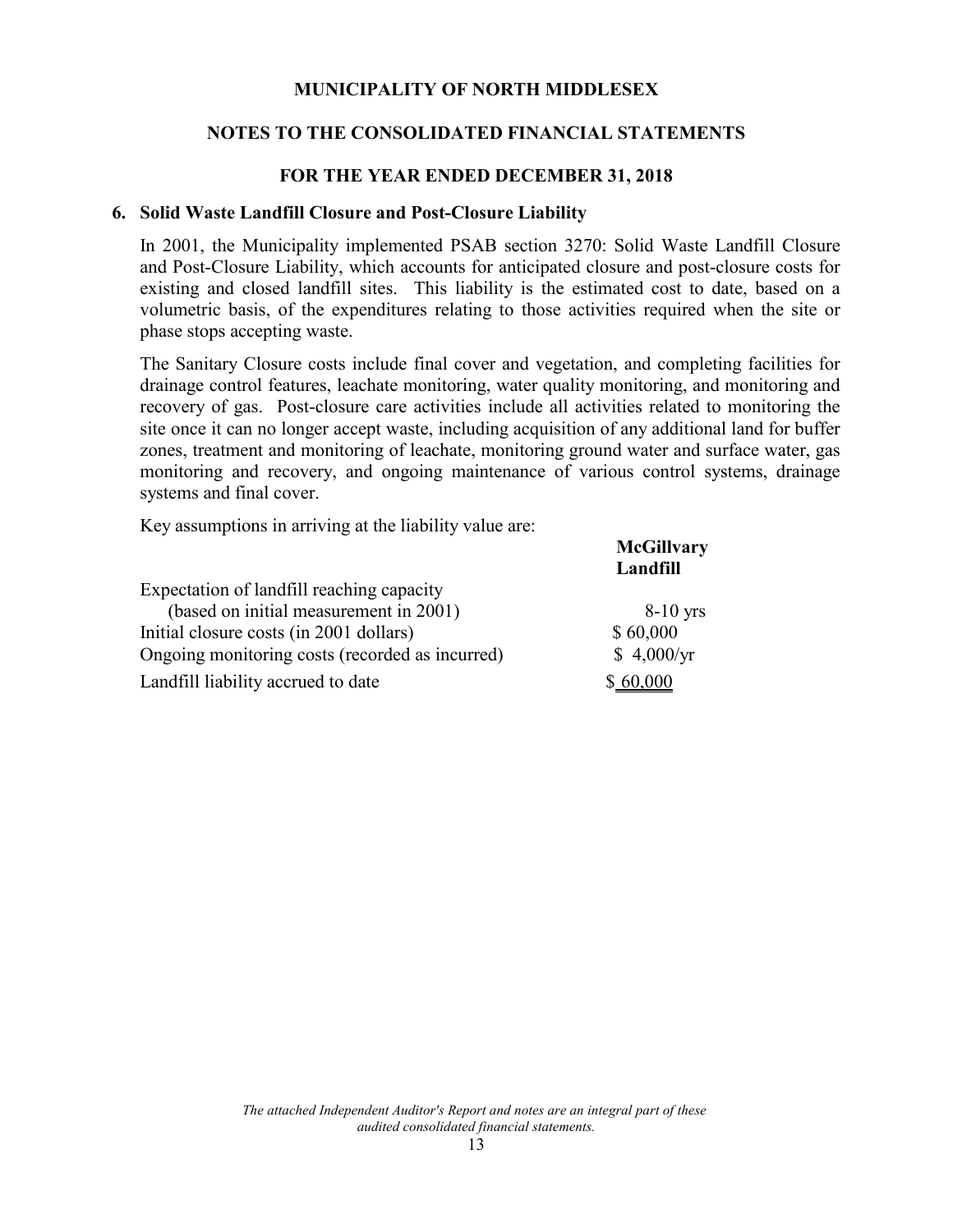**MUNICIPALITY OF NORTH MIDDLESEX**

**NOTES TO THE CONSOLIDATED FINANCIAL STATEMENTS**

**FOR THE YEAR ENDED DECEMBER 31, 2018**

## 6. Solid Waste Landfill Closure and Post-Closure Liability

In 2001, the Municipality implemented PSAB section 3270: Solid Waste Landfill Closure and Post-Closure Liability, which accounts for anticipated closure and post-closure costs for existing and closed landfill sites. This liability is the estimated cost to date, based on a volumetric basis, of the expenditures relating to those activities required when the site or phase stops accepting waste.

The Sanitary Closure costs include final cover and vegetation, and completing facilities for drainage control features, leachate monitoring, water quality monitoring, and monitoring and recovery of gas. Post-closure care activities include all activities related to monitoring the site once it can no longer accept waste, including acquisition of any additional land for buffer zones, treatment and monitoring of leachate, monitoring ground water and surface water, gas monitoring and recovery, and ongoing maintenance of various control systems, drainage systems and final cover.

Key assumptions in arriving at the liability value are:

| | **McGillvary Landfill** |
|---|---|
| Expectation of landfill reaching capacity (based on initial measurement in 2001) | 8-10 yrs |
| Initial closure costs (in 2001 dollars) | $ 60,000 |
| Ongoing monitoring costs (recorded as incurred) | $ 4,000/yr |
| Landfill liability accrued to date | $ 60,000 |

*The attached Independent Auditor's Report and notes are an integral part of these audited consolidated financial statements.*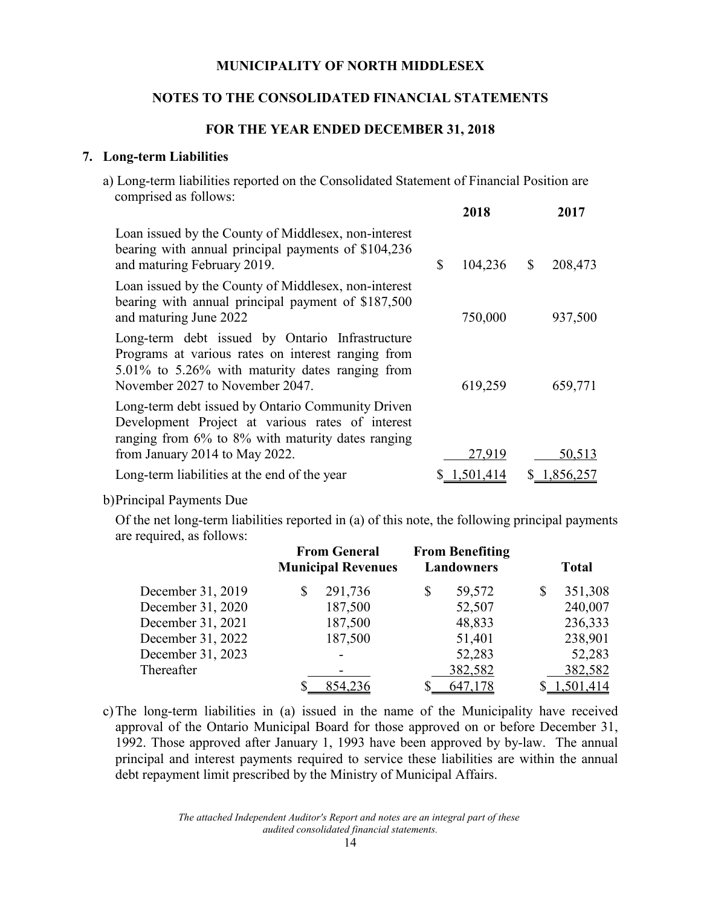# MUNICIPALITY OF NORTH MIDDLESEX

## NOTES TO THE CONSOLIDATED FINANCIAL STATEMENTS

### FOR THE YEAR ENDED DECEMBER 31, 2018

**7. Long-term Liabilities**

a) Long-term liabilities reported on the Consolidated Statement of Financial Position are comprised as follows:

| | 2018 | 2017 |
|---|---|---|
| Loan issued by the County of Middlesex, non-interest bearing with annual principal payments of $104,236 and maturing February 2019. | $ 104,236 | $ 208,473 |
| Loan issued by the County of Middlesex, non-interest bearing with annual principal payment of $187,500 and maturing June 2022 | 750,000 | 937,500 |
| Long-term debt issued by Ontario Infrastructure Programs at various rates on interest ranging from 5.01% to 5.26% with maturity dates ranging from November 2027 to November 2047. | 619,259 | 659,771 |
| Long-term debt issued by Ontario Community Driven Development Project at various rates of interest ranging from 6% to 8% with maturity dates ranging from January 2014 to May 2022. | 27,919 | 50,513 |
| Long-term liabilities at the end of the year | $ 1,501,414 | $ 1,856,257 |

b) Principal Payments Due

Of the net long-term liabilities reported in (a) of this note, the following principal payments are required, as follows:

| | From General Municipal Revenues | From Benefiting Landowners | Total |
|---|---|---|---|
| December 31, 2019 | $ 291,736 | $ 59,572 | $ 351,308 |
| December 31, 2020 | 187,500 | 52,507 | 240,007 |
| December 31, 2021 | 187,500 | 48,833 | 236,333 |
| December 31, 2022 | 187,500 | 51,401 | 238,901 |
| December 31, 2023 | - | 52,283 | 52,283 |
| Thereafter | - | 382,582 | 382,582 |
| | $ 854,236 | $ 647,178 | $ 1,501,414 |

c) The long-term liabilities in (a) issued in the name of the Municipality have received approval of the Ontario Municipal Board for those approved on or before December 31, 1992. Those approved after January 1, 1993 have been approved by by-law. The annual principal and interest payments required to service these liabilities are within the annual debt repayment limit prescribed by the Ministry of Municipal Affairs.

*The attached Independent Auditor's Report and notes are an integral part of these audited consolidated financial statements.*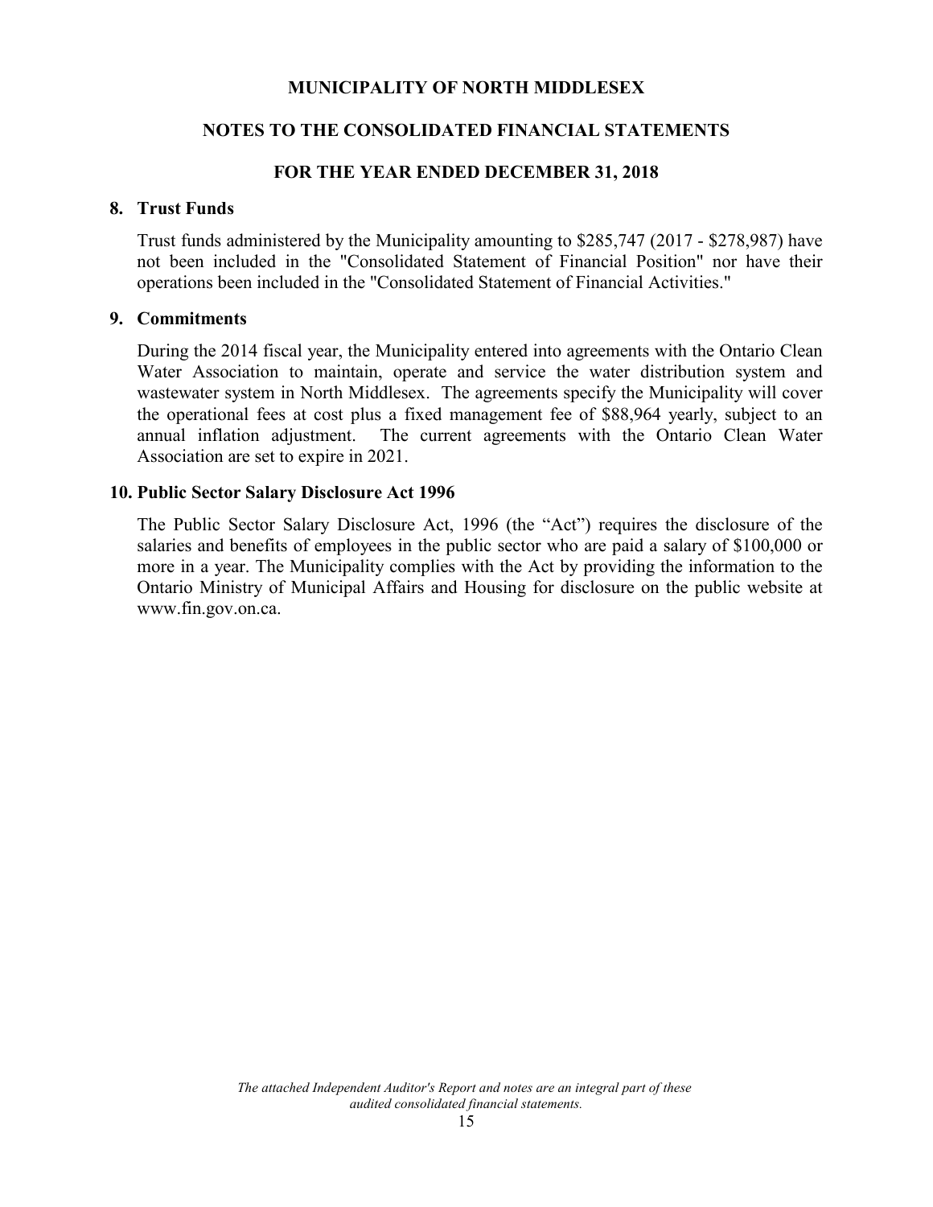# MUNICIPALITY OF NORTH MIDDLESEX

## NOTES TO THE CONSOLIDATED FINANCIAL STATEMENTS

### FOR THE YEAR ENDED DECEMBER 31, 2018

**8. Trust Funds**

Trust funds administered by the Municipality amounting to $285,747 (2017 - $278,987) have not been included in the "Consolidated Statement of Financial Position" nor have their operations been included in the "Consolidated Statement of Financial Activities."

**9. Commitments**

During the 2014 fiscal year, the Municipality entered into agreements with the Ontario Clean Water Association to maintain, operate and service the water distribution system and wastewater system in North Middlesex. The agreements specify the Municipality will cover the operational fees at cost plus a fixed management fee of $88,964 yearly, subject to an annual inflation adjustment. The current agreements with the Ontario Clean Water Association are set to expire in 2021.

**10. Public Sector Salary Disclosure Act 1996**

The Public Sector Salary Disclosure Act, 1996 (the "Act") requires the disclosure of the salaries and benefits of employees in the public sector who are paid a salary of $100,000 or more in a year. The Municipality complies with the Act by providing the information to the Ontario Ministry of Municipal Affairs and Housing for disclosure on the public website at www.fin.gov.on.ca.

*The attached Independent Auditor's Report and notes are an integral part of these audited consolidated financial statements.*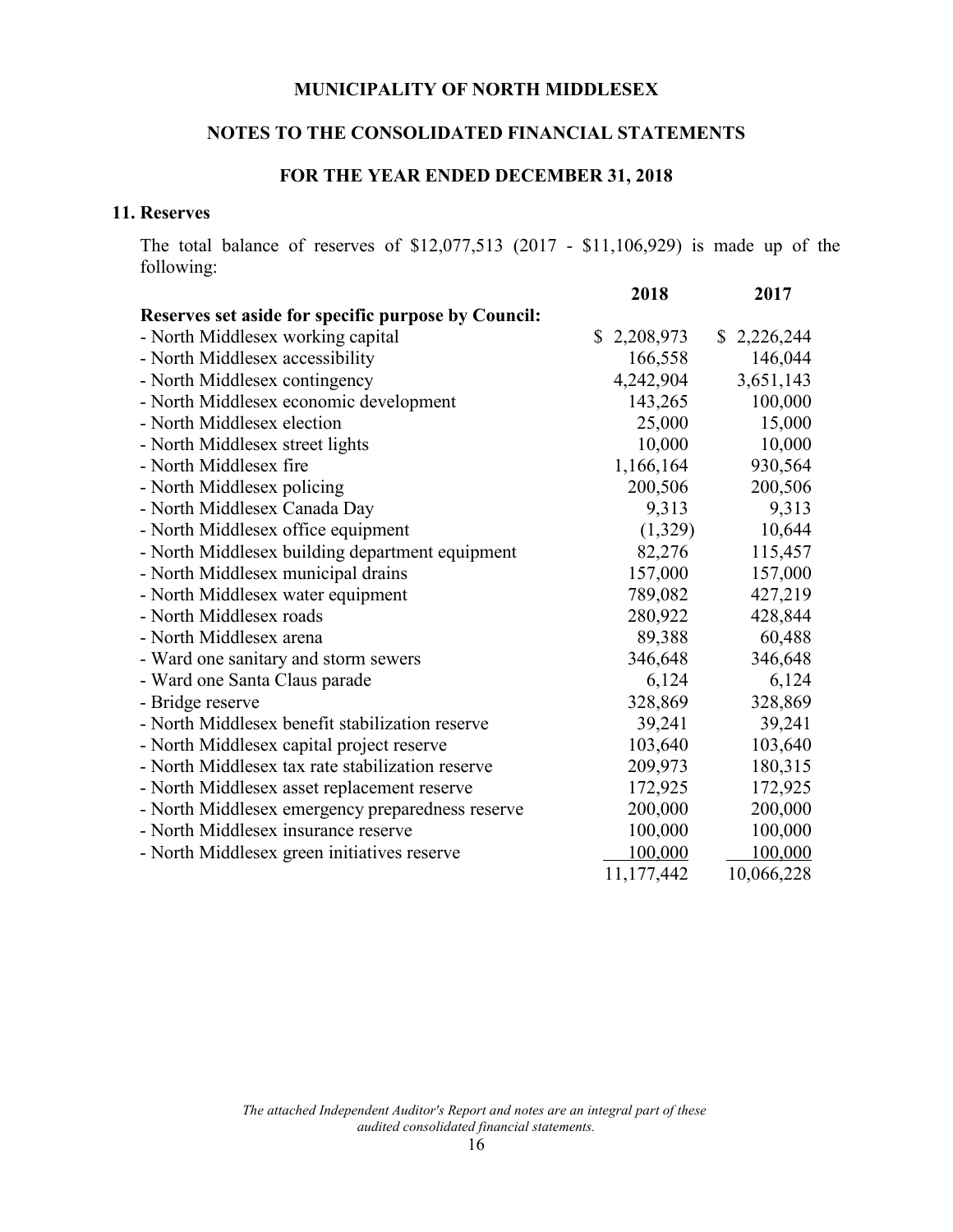**MUNICIPALITY OF NORTH MIDDLESEX**

**NOTES TO THE CONSOLIDATED FINANCIAL STATEMENTS**

**FOR THE YEAR ENDED DECEMBER 31, 2018**

## 11. Reserves

The total balance of reserves of $12,077,513 (2017 - $11,106,929) is made up of the following:

| | 2018 | 2017 |
|---|---|---|
| **Reserves set aside for specific purpose by Council:** | | |
| - North Middlesex working capital | $ 2,208,973 | $ 2,226,244 |
| - North Middlesex accessibility | 166,558 | 146,044 |
| - North Middlesex contingency | 4,242,904 | 3,651,143 |
| - North Middlesex economic development | 143,265 | 100,000 |
| - North Middlesex election | 25,000 | 15,000 |
| - North Middlesex street lights | 10,000 | 10,000 |
| - North Middlesex fire | 1,166,164 | 930,564 |
| - North Middlesex policing | 200,506 | 200,506 |
| - North Middlesex Canada Day | 9,313 | 9,313 |
| - North Middlesex office equipment | (1,329) | 10,644 |
| - North Middlesex building department equipment | 82,276 | 115,457 |
| - North Middlesex municipal drains | 157,000 | 157,000 |
| - North Middlesex water equipment | 789,082 | 427,219 |
| - North Middlesex roads | 280,922 | 428,844 |
| - North Middlesex arena | 89,388 | 60,488 |
| - Ward one sanitary and storm sewers | 346,648 | 346,648 |
| - Ward one Santa Claus parade | 6,124 | 6,124 |
| - Bridge reserve | 328,869 | 328,869 |
| - North Middlesex benefit stabilization reserve | 39,241 | 39,241 |
| - North Middlesex capital project reserve | 103,640 | 103,640 |
| - North Middlesex tax rate stabilization reserve | 209,973 | 180,315 |
| - North Middlesex asset replacement reserve | 172,925 | 172,925 |
| - North Middlesex emergency preparedness reserve | 200,000 | 200,000 |
| - North Middlesex insurance reserve | 100,000 | 100,000 |
| - North Middlesex green initiatives reserve | 100,000 | 100,000 |
| | 11,177,442 | 10,066,228 |

*The attached Independent Auditor's Report and notes are an integral part of these audited consolidated financial statements.*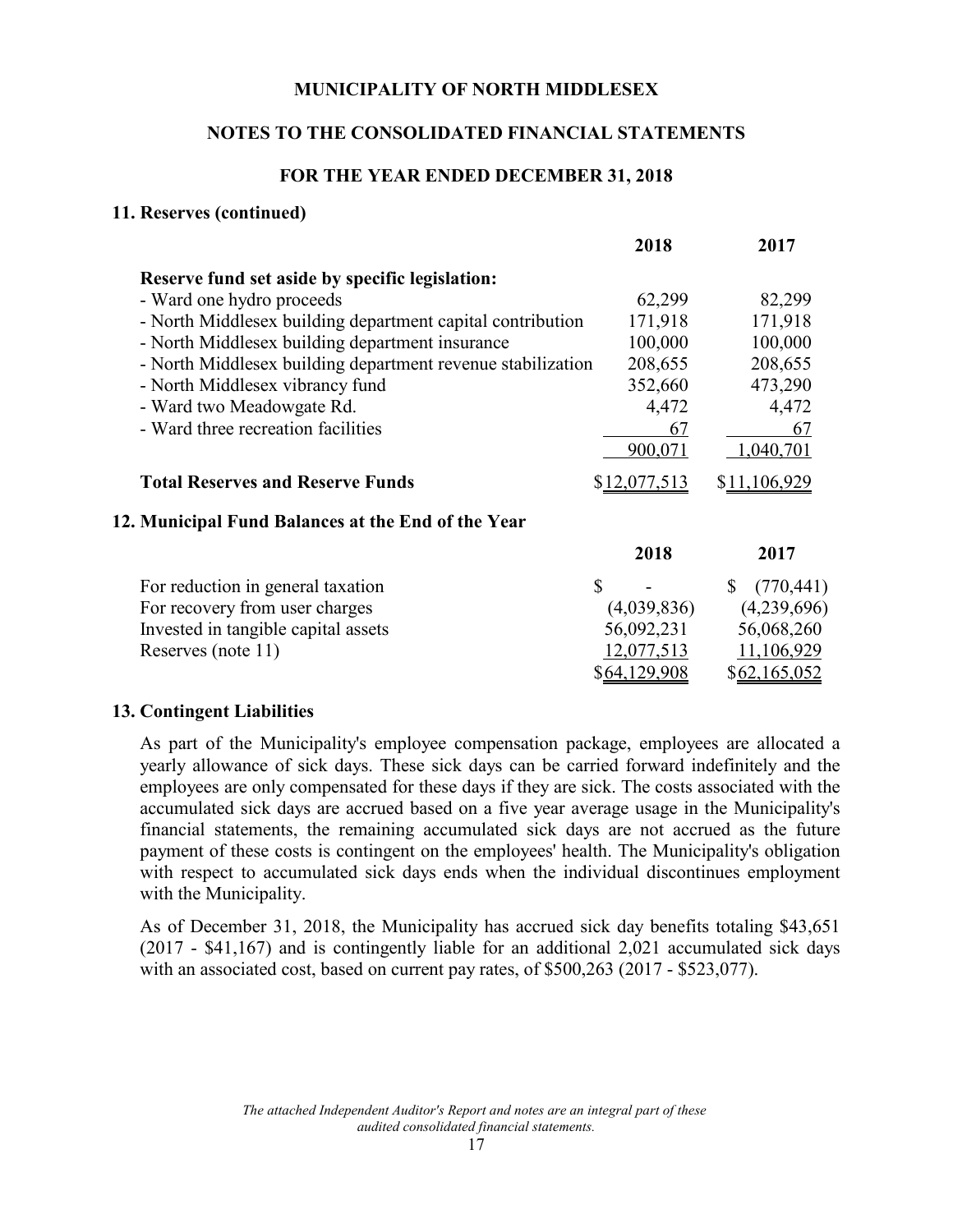## 11. Reserves (continued)

| | 2018 | 2017 |
|---|---|---|
| **Reserve fund set aside by specific legislation:** | | |
| - Ward one hydro proceeds | 62,299 | 82,299 |
| - North Middlesex building department capital contribution | 171,918 | 171,918 |
| - North Middlesex building department insurance | 100,000 | 100,000 |
| - North Middlesex building department revenue stabilization | 208,655 | 208,655 |
| - North Middlesex vibrancy fund | 352,660 | 473,290 |
| - Ward two Meadowgate Rd. | 4,472 | 4,472 |
| - Ward three recreation facilities | 67 | 67 |
| | 900,071 | 1,040,701 |
| **Total Reserves and Reserve Funds** | $12,077,513 | $11,106,929 |

## 12. Municipal Fund Balances at the End of the Year

| | 2018 | 2017 |
|---|---|---|
| For reduction in general taxation | $ - | $ (770,441) |
| For recovery from user charges | (4,039,836) | (4,239,696) |
| Invested in tangible capital assets | 56,092,231 | 56,068,260 |
| Reserves (note 11) | 12,077,513 | 11,106,929 |
| | $64,129,908 | $62,165,052 |

## 13. Contingent Liabilities

As part of the Municipality's employee compensation package, employees are allocated a yearly allowance of sick days. These sick days can be carried forward indefinitely and the employees are only compensated for these days if they are sick. The costs associated with the accumulated sick days are accrued based on a five year average usage in the Municipality's financial statements, the remaining accumulated sick days are not accrued as the future payment of these costs is contingent on the employees' health. The Municipality's obligation with respect to accumulated sick days ends when the individual discontinues employment with the Municipality.

As of December 31, 2018, the Municipality has accrued sick day benefits totaling $43,651 (2017 - $41,167) and is contingently liable for an additional 2,021 accumulated sick days with an associated cost, based on current pay rates, of $500,263 (2017 - $523,077).

*The attached Independent Auditor's Report and notes are an integral part of these audited consolidated financial statements.*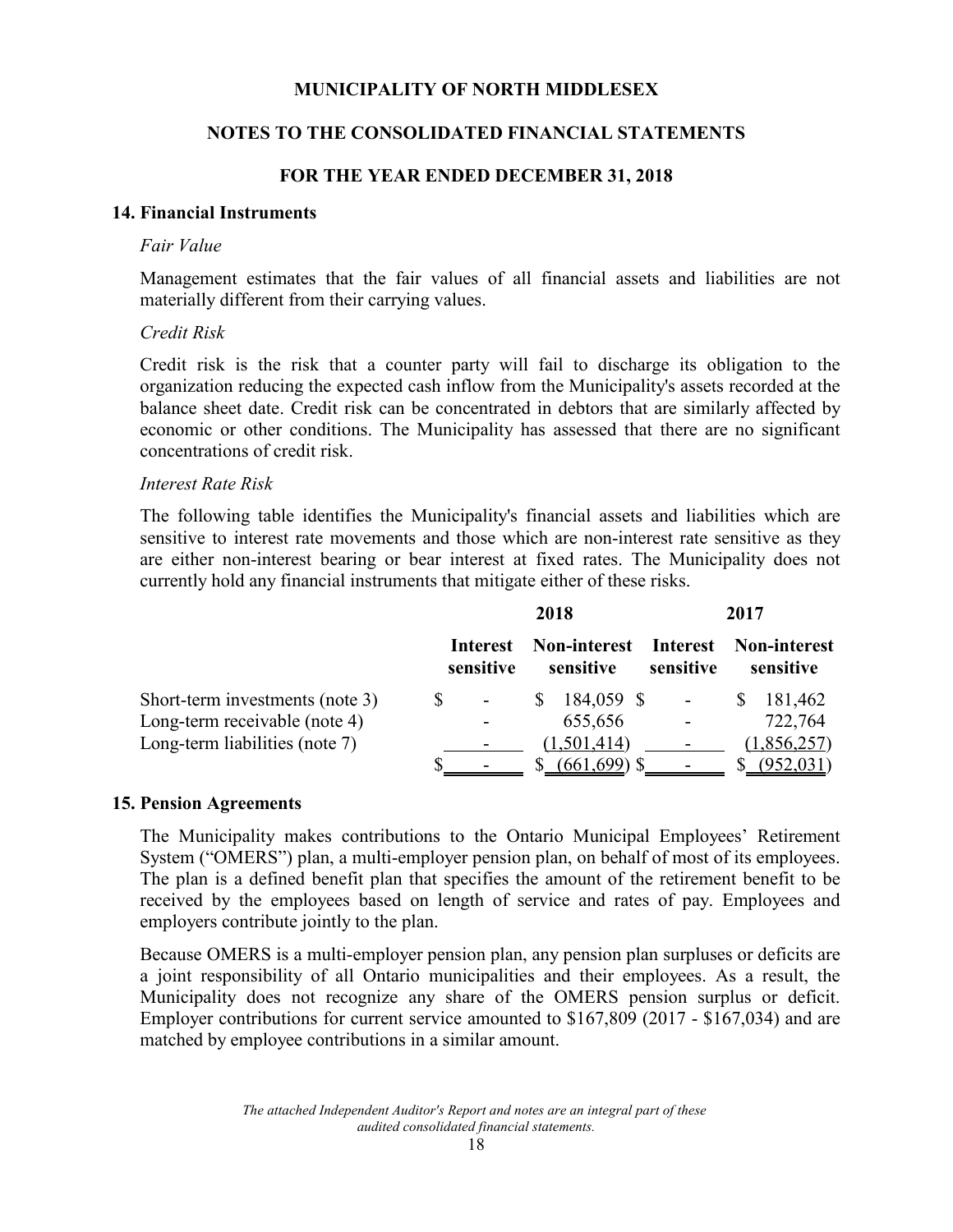# MUNICIPALITY OF NORTH MIDDLESEX

## NOTES TO THE CONSOLIDATED FINANCIAL STATEMENTS

### FOR THE YEAR ENDED DECEMBER 31, 2018

### 14. Financial Instruments

*Fair Value*

Management estimates that the fair values of all financial assets and liabilities are not materially different from their carrying values.

*Credit Risk*

Credit risk is the risk that a counter party will fail to discharge its obligation to the organization reducing the expected cash inflow from the Municipality's assets recorded at the balance sheet date. Credit risk can be concentrated in debtors that are similarly affected by economic or other conditions. The Municipality has assessed that there are no significant concentrations of credit risk.

*Interest Rate Risk*

The following table identifies the Municipality's financial assets and liabilities which are sensitive to interest rate movements and those which are non-interest rate sensitive as they are either non-interest bearing or bear interest at fixed rates. The Municipality does not currently hold any financial instruments that mitigate either of these risks.

| | 2018 | | 2017 | |
|---|---|---|---|---|
| | Interest sensitive | Non-interest sensitive | Interest sensitive | Non-interest sensitive |
| Short-term investments (note 3) | $ - | $ 184,059 | $ - | $ 181,462 |
| Long-term receivable (note 4) | - | 655,656 | - | 722,764 |
| Long-term liabilities (note 7) | - | (1,501,414) | - | (1,856,257) |
| | $ - | $ (661,699) | $ - | $ (952,031) |

### 15. Pension Agreements

The Municipality makes contributions to the Ontario Municipal Employees' Retirement System ("OMERS") plan, a multi-employer pension plan, on behalf of most of its employees. The plan is a defined benefit plan that specifies the amount of the retirement benefit to be received by the employees based on length of service and rates of pay. Employees and employers contribute jointly to the plan.

Because OMERS is a multi-employer pension plan, any pension plan surpluses or deficits are a joint responsibility of all Ontario municipalities and their employees. As a result, the Municipality does not recognize any share of the OMERS pension surplus or deficit. Employer contributions for current service amounted to $167,809 (2017 - $167,034) and are matched by employee contributions in a similar amount.

*The attached Independent Auditor's Report and notes are an integral part of these audited consolidated financial statements.*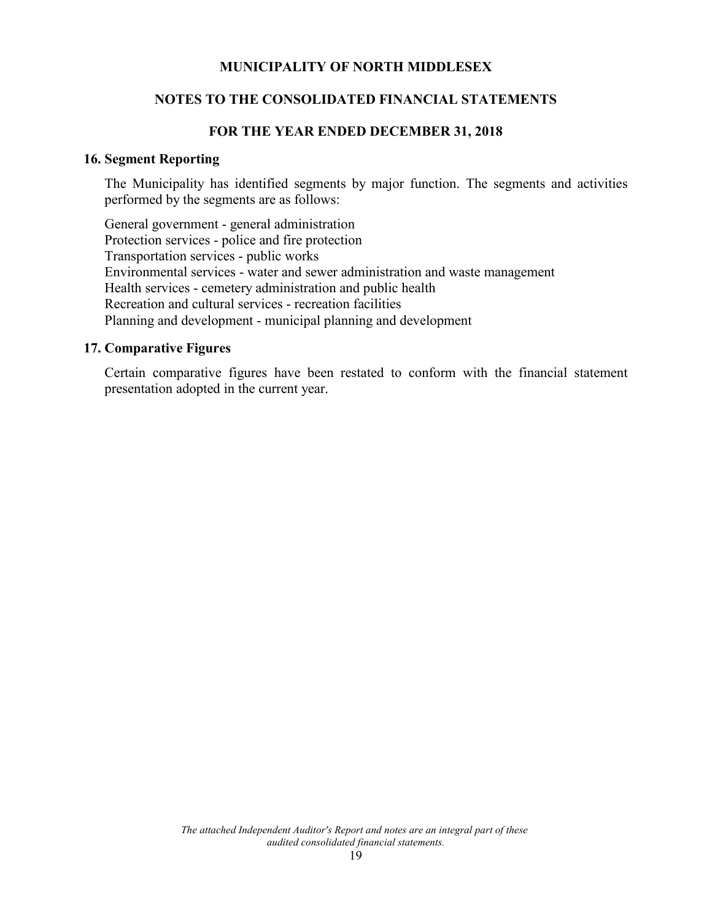# MUNICIPALITY OF NORTH MIDDLESEX

## NOTES TO THE CONSOLIDATED FINANCIAL STATEMENTS

### FOR THE YEAR ENDED DECEMBER 31, 2018

### 16. Segment Reporting

The Municipality has identified segments by major function. The segments and activities performed by the segments are as follows:

General government - general administration
Protection services - police and fire protection
Transportation services - public works
Environmental services - water and sewer administration and waste management
Health services - cemetery administration and public health
Recreation and cultural services - recreation facilities
Planning and development - municipal planning and development

### 17. Comparative Figures

Certain comparative figures have been restated to conform with the financial statement presentation adopted in the current year.

*The attached Independent Auditor's Report and notes are an integral part of these audited consolidated financial statements.*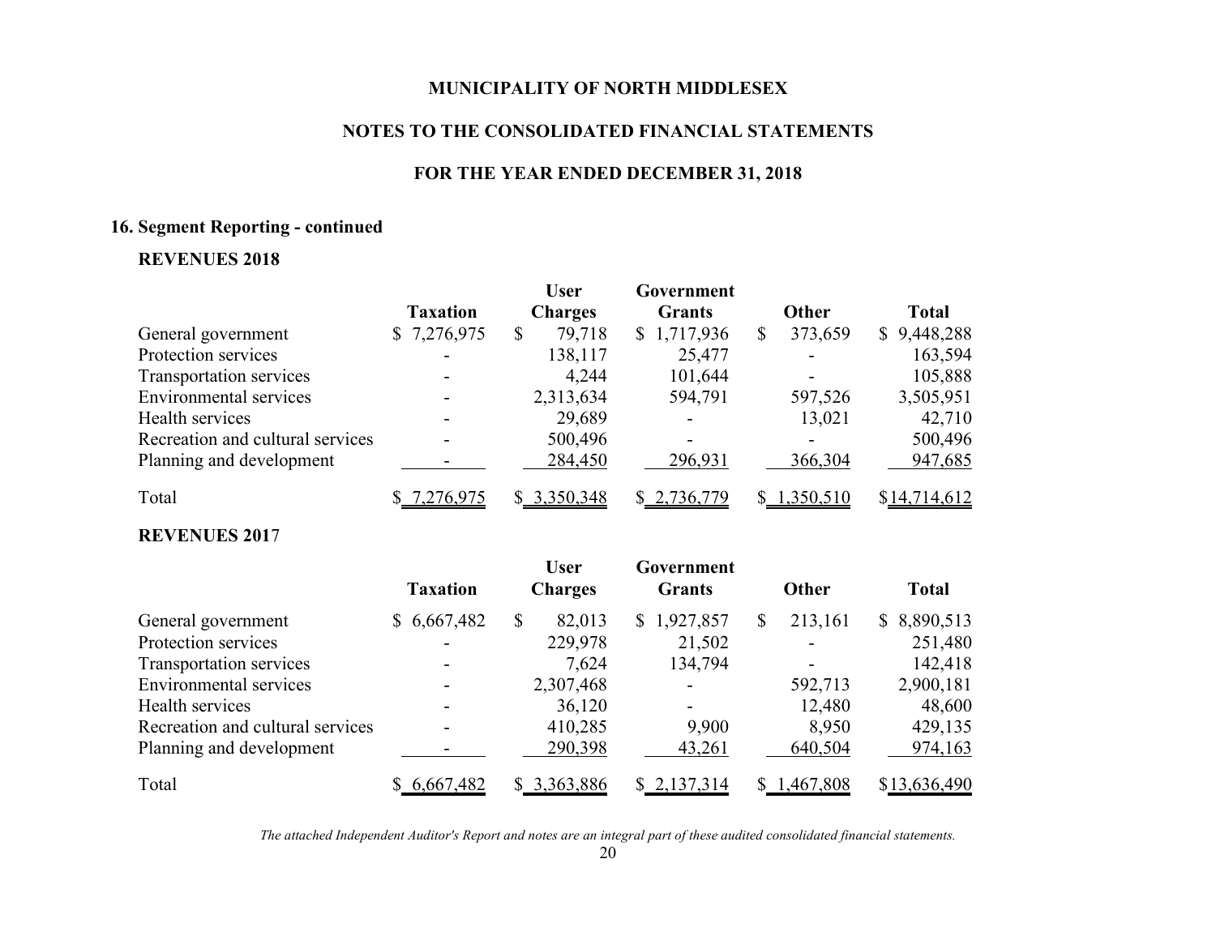# MUNICIPALITY OF NORTH MIDDLESEX

## NOTES TO THE CONSOLIDATED FINANCIAL STATEMENTS

## FOR THE YEAR ENDED DECEMBER 31, 2018

### 16. Segment Reporting - continued

**REVENUES 2018**

| | Taxation | User Charges | Government Grants | Other | Total |
|---|---|---|---|---|---|
| General government | $ 7,276,975 | $ 79,718 | $ 1,717,936 | $ 373,659 | $ 9,448,288 |
| Protection services | - | 138,117 | 25,477 | - | 163,594 |
| Transportation services | - | 4,244 | 101,644 | - | 105,888 |
| Environmental services | - | 2,313,634 | 594,791 | 597,526 | 3,505,951 |
| Health services | - | 29,689 | - | 13,021 | 42,710 |
| Recreation and cultural services | - | 500,496 | - | - | 500,496 |
| Planning and development | - | 284,450 | 296,931 | 366,304 | 947,685 |
| Total | $ 7,276,975 | $ 3,350,348 | $ 2,736,779 | $ 1,350,510 | $14,714,612 |

**REVENUES 2017**

| | Taxation | User Charges | Government Grants | Other | Total |
|---|---|---|---|---|---|
| General government | $ 6,667,482 | $ 82,013 | $ 1,927,857 | $ 213,161 | $ 8,890,513 |
| Protection services | - | 229,978 | 21,502 | - | 251,480 |
| Transportation services | - | 7,624 | 134,794 | - | 142,418 |
| Environmental services | - | 2,307,468 | - | 592,713 | 2,900,181 |
| Health services | - | 36,120 | - | 12,480 | 48,600 |
| Recreation and cultural services | - | 410,285 | 9,900 | 8,950 | 429,135 |
| Planning and development | - | 290,398 | 43,261 | 640,504 | 974,163 |
| Total | $ 6,667,482 | $ 3,363,886 | $ 2,137,314 | $ 1,467,808 | $13,636,490 |

*The attached Independent Auditor's Report and notes are an integral part of these audited consolidated financial statements.*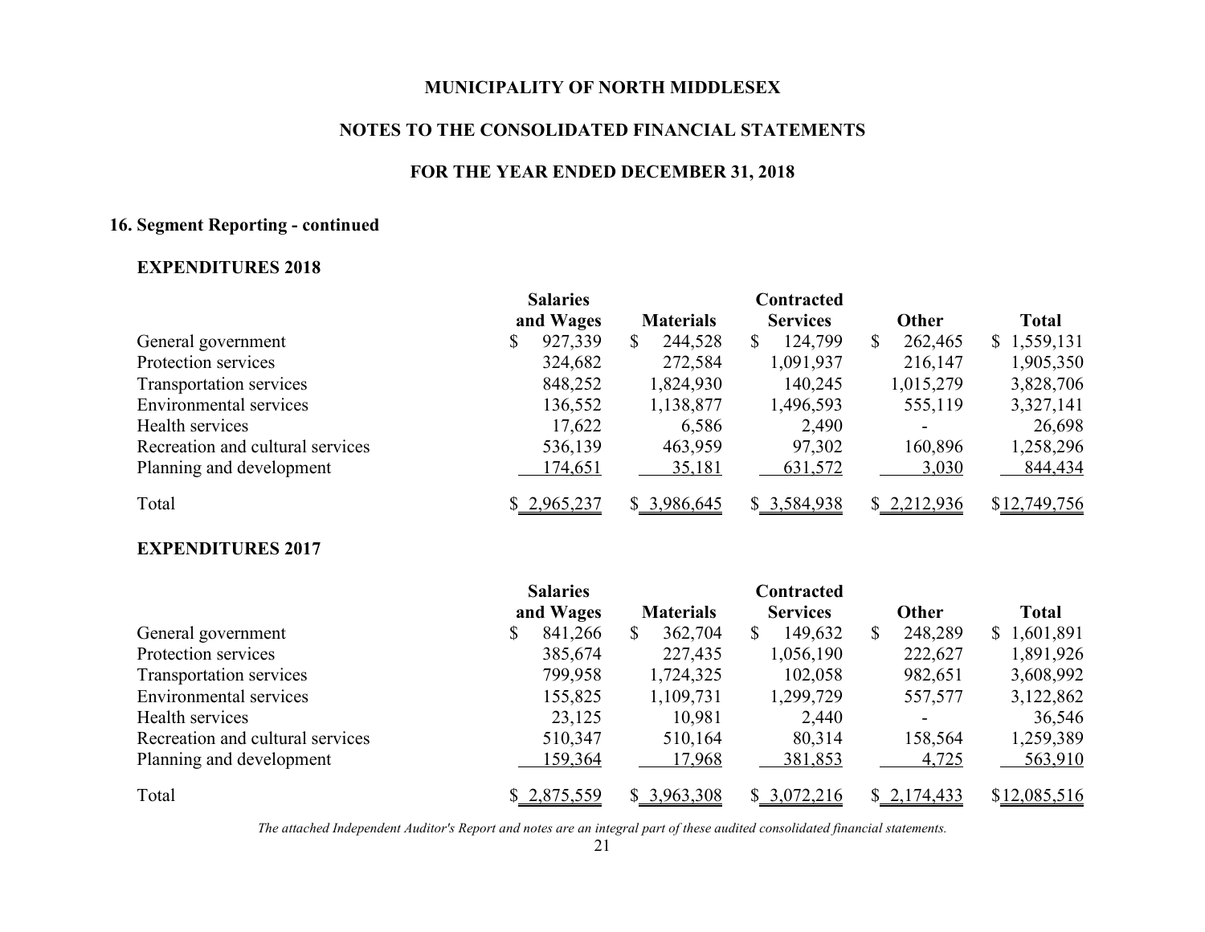# MUNICIPALITY OF NORTH MIDDLESEX

## NOTES TO THE CONSOLIDATED FINANCIAL STATEMENTS

## FOR THE YEAR ENDED DECEMBER 31, 2018

### 16. Segment Reporting - continued

**EXPENDITURES 2018**

| | Salaries and Wages | Materials | Contracted Services | Other | Total |
|---|---|---|---|---|---|
| General government | $ 927,339 | $ 244,528 | $ 124,799 | $ 262,465 | $ 1,559,131 |
| Protection services | 324,682 | 272,584 | 1,091,937 | 216,147 | 1,905,350 |
| Transportation services | 848,252 | 1,824,930 | 140,245 | 1,015,279 | 3,828,706 |
| Environmental services | 136,552 | 1,138,877 | 1,496,593 | 555,119 | 3,327,141 |
| Health services | 17,622 | 6,586 | 2,490 | - | 26,698 |
| Recreation and cultural services | 536,139 | 463,959 | 97,302 | 160,896 | 1,258,296 |
| Planning and development | 174,651 | 35,181 | 631,572 | 3,030 | 844,434 |
| Total | $ 2,965,237 | $ 3,986,645 | $ 3,584,938 | $ 2,212,936 | $12,749,756 |

**EXPENDITURES 2017**

| | Salaries and Wages | Materials | Contracted Services | Other | Total |
|---|---|---|---|---|---|
| General government | $ 841,266 | $ 362,704 | $ 149,632 | $ 248,289 | $ 1,601,891 |
| Protection services | 385,674 | 227,435 | 1,056,190 | 222,627 | 1,891,926 |
| Transportation services | 799,958 | 1,724,325 | 102,058 | 982,651 | 3,608,992 |
| Environmental services | 155,825 | 1,109,731 | 1,299,729 | 557,577 | 3,122,862 |
| Health services | 23,125 | 10,981 | 2,440 | - | 36,546 |
| Recreation and cultural services | 510,347 | 510,164 | 80,314 | 158,564 | 1,259,389 |
| Planning and development | 159,364 | 17,968 | 381,853 | 4,725 | 563,910 |
| Total | $ 2,875,559 | $ 3,963,308 | $ 3,072,216 | $ 2,174,433 | $12,085,516 |

*The attached Independent Auditor's Report and notes are an integral part of these audited consolidated financial statements.*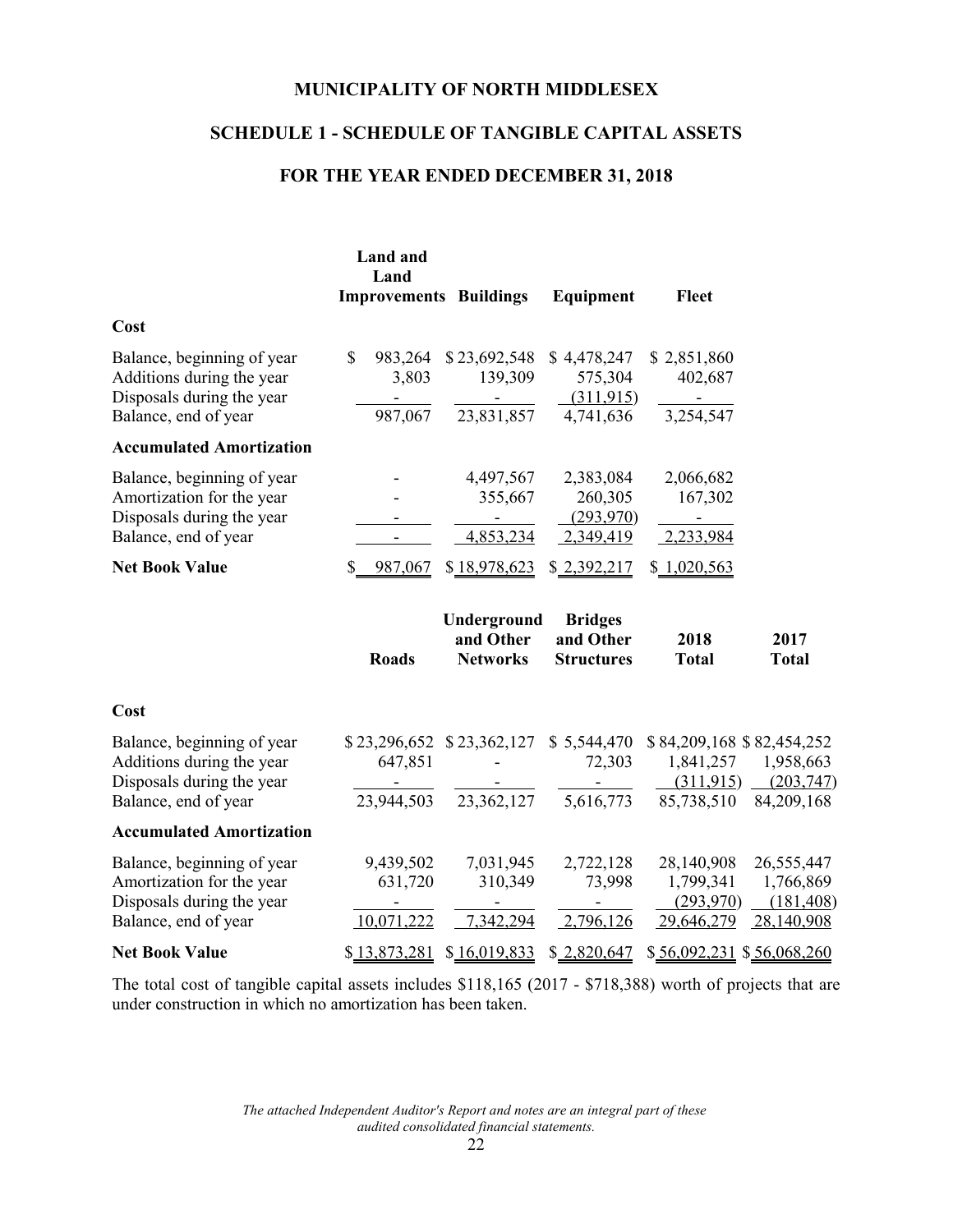# MUNICIPALITY OF NORTH MIDDLESEX

## SCHEDULE 1 - SCHEDULE OF TANGIBLE CAPITAL ASSETS

## FOR THE YEAR ENDED DECEMBER 31, 2018

| | Land and Land Improvements | Buildings | Equipment | Fleet |
|---|---|---|---|---|
| **Cost** | | | | |
| Balance, beginning of year | $ 983,264 | $ 23,692,548 | $ 4,478,247 | $ 2,851,860 |
| Additions during the year | 3,803 | 139,309 | 575,304 | 402,687 |
| Disposals during the year | - | - | (311,915) | - |
| Balance, end of year | 987,067 | 23,831,857 | 4,741,636 | 3,254,547 |
| **Accumulated Amortization** | | | | |
| Balance, beginning of year | - | 4,497,567 | 2,383,084 | 2,066,682 |
| Amortization for the year | - | 355,667 | 260,305 | 167,302 |
| Disposals during the year | - | - | (293,970) | - |
| Balance, end of year | - | 4,853,234 | 2,349,419 | 2,233,984 |
| **Net Book Value** | $ 987,067 | $ 18,978,623 | $ 2,392,217 | $ 1,020,563 |

| | Roads | Underground and Other Networks | Bridges and Other Structures | 2018 Total | 2017 Total |
|---|---|---|---|---|---|
| **Cost** | | | | | |
| Balance, beginning of year | $ 23,296,652 | $ 23,362,127 | $ 5,544,470 | $ 84,209,168 | $ 82,454,252 |
| Additions during the year | 647,851 | - | 72,303 | 1,841,257 | 1,958,663 |
| Disposals during the year | - | - | - | (311,915) | (203,747) |
| Balance, end of year | 23,944,503 | 23,362,127 | 5,616,773 | 85,738,510 | 84,209,168 |
| **Accumulated Amortization** | | | | | |
| Balance, beginning of year | 9,439,502 | 7,031,945 | 2,722,128 | 28,140,908 | 26,555,447 |
| Amortization for the year | 631,720 | 310,349 | 73,998 | 1,799,341 | 1,766,869 |
| Disposals during the year | - | - | - | (293,970) | (181,408) |
| Balance, end of year | 10,071,222 | 7,342,294 | 2,796,126 | 29,646,279 | 28,140,908 |
| **Net Book Value** | $ 13,873,281 | $ 16,019,833 | $ 2,820,647 | $ 56,092,231 | $ 56,068,260 |

The total cost of tangible capital assets includes $118,165 (2017 - $718,388) worth of projects that are under construction in which no amortization has been taken.

*The attached Independent Auditor's Report and notes are an integral part of these audited consolidated financial statements.*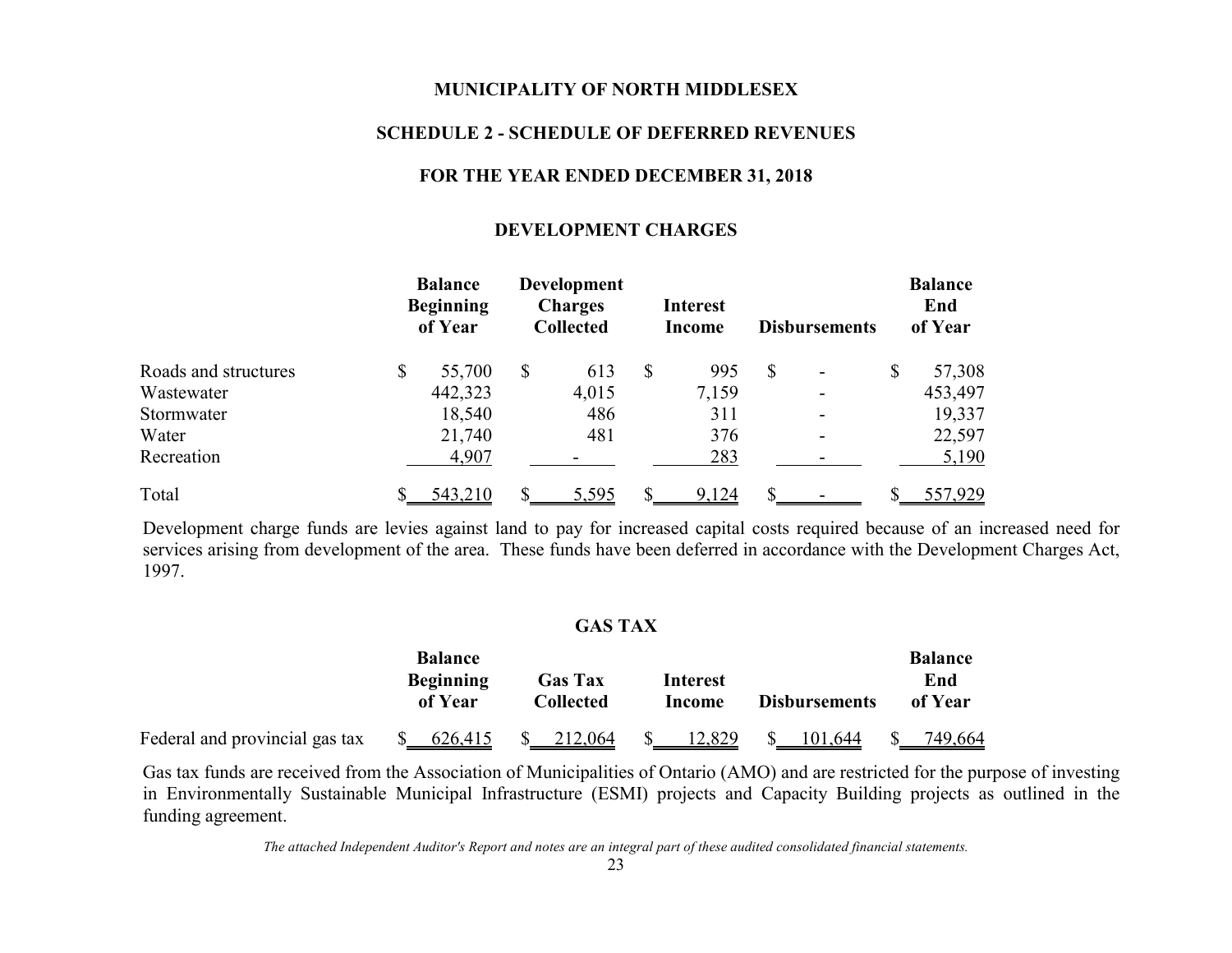# MUNICIPALITY OF NORTH MIDDLESEX

## SCHEDULE 2 - SCHEDULE OF DEFERRED REVENUES

### FOR THE YEAR ENDED DECEMBER 31, 2018

### DEVELOPMENT CHARGES

| | Balance Beginning of Year | Development Charges Collected | Interest Income | Disbursements | Balance End of Year |
|---|---|---|---|---|---|
| Roads and structures | $ 55,700 | $ 613 | $ 995 | $ - | $ 57,308 |
| Wastewater | 442,323 | 4,015 | 7,159 | - | 453,497 |
| Stormwater | 18,540 | 486 | 311 | - | 19,337 |
| Water | 21,740 | 481 | 376 | - | 22,597 |
| Recreation | 4,907 | - | 283 | - | 5,190 |
| Total | $ 543,210 | $ 5,595 | $ 9,124 | $ - | $ 557,929 |

Development charge funds are levies against land to pay for increased capital costs required because of an increased need for services arising from development of the area. These funds have been deferred in accordance with the Development Charges Act, 1997.

### GAS TAX

| | Balance Beginning of Year | Gas Tax Collected | Interest Income | Disbursements | Balance End of Year |
|---|---|---|---|---|---|
| Federal and provincial gas tax | $ 626,415 | $ 212,064 | $ 12,829 | $ 101,644 | $ 749,664 |

Gas tax funds are received from the Association of Municipalities of Ontario (AMO) and are restricted for the purpose of investing in Environmentally Sustainable Municipal Infrastructure (ESMI) projects and Capacity Building projects as outlined in the funding agreement.

*The attached Independent Auditor's Report and notes are an integral part of these audited consolidated financial statements.*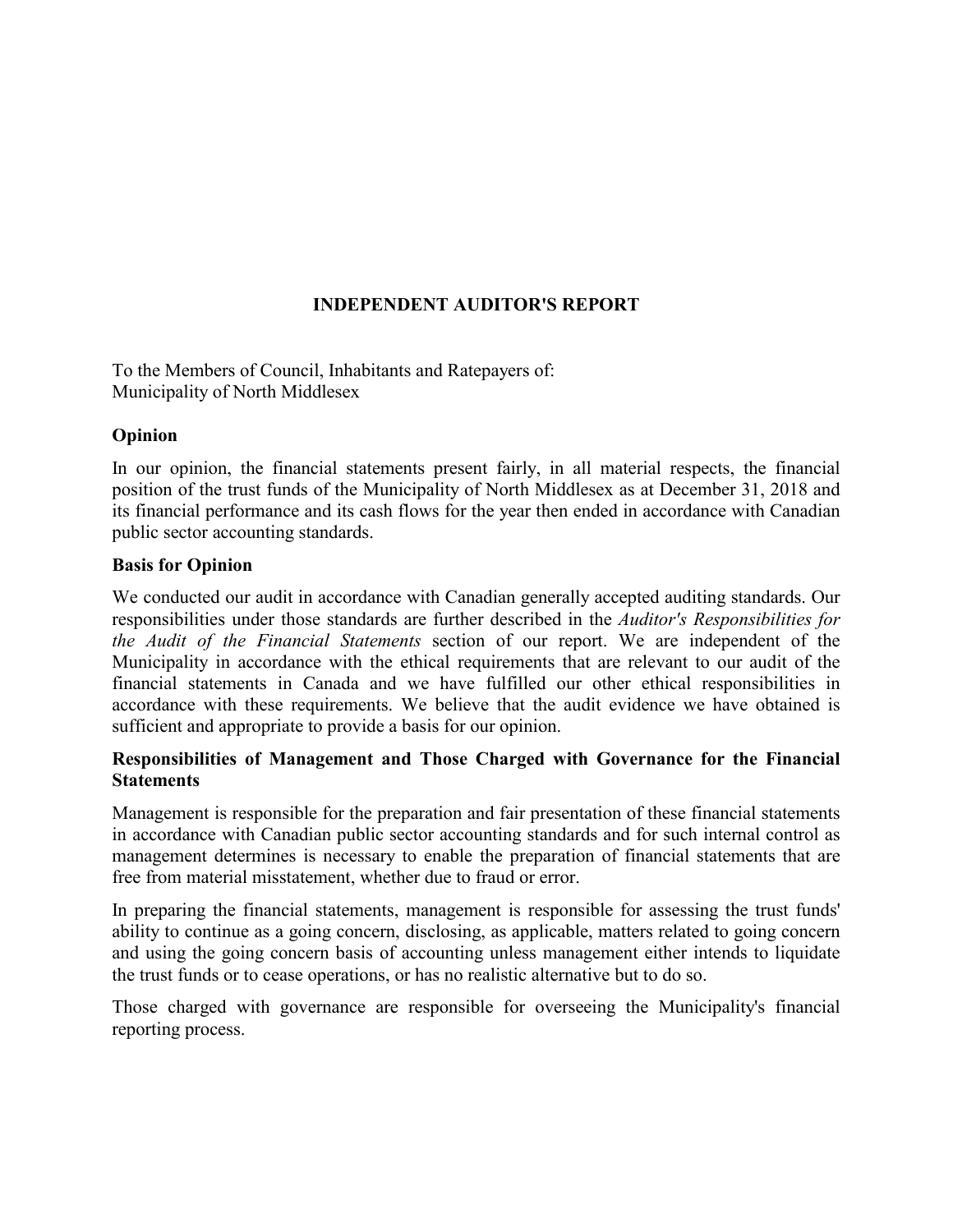# INDEPENDENT AUDITOR'S REPORT

To the Members of Council, Inhabitants and Ratepayers of:
Municipality of North Middlesex

## Opinion

In our opinion, the financial statements present fairly, in all material respects, the financial position of the trust funds of the Municipality of North Middlesex as at December 31, 2018 and its financial performance and its cash flows for the year then ended in accordance with Canadian public sector accounting standards.

## Basis for Opinion

We conducted our audit in accordance with Canadian generally accepted auditing standards. Our responsibilities under those standards are further described in the *Auditor's Responsibilities for the Audit of the Financial Statements* section of our report. We are independent of the Municipality in accordance with the ethical requirements that are relevant to our audit of the financial statements in Canada and we have fulfilled our other ethical responsibilities in accordance with these requirements. We believe that the audit evidence we have obtained is sufficient and appropriate to provide a basis for our opinion.

## Responsibilities of Management and Those Charged with Governance for the Financial Statements

Management is responsible for the preparation and fair presentation of these financial statements in accordance with Canadian public sector accounting standards and for such internal control as management determines is necessary to enable the preparation of financial statements that are free from material misstatement, whether due to fraud or error.

In preparing the financial statements, management is responsible for assessing the trust funds' ability to continue as a going concern, disclosing, as applicable, matters related to going concern and using the going concern basis of accounting unless management either intends to liquidate the trust funds or to cease operations, or has no realistic alternative but to do so.

Those charged with governance are responsible for overseeing the Municipality's financial reporting process.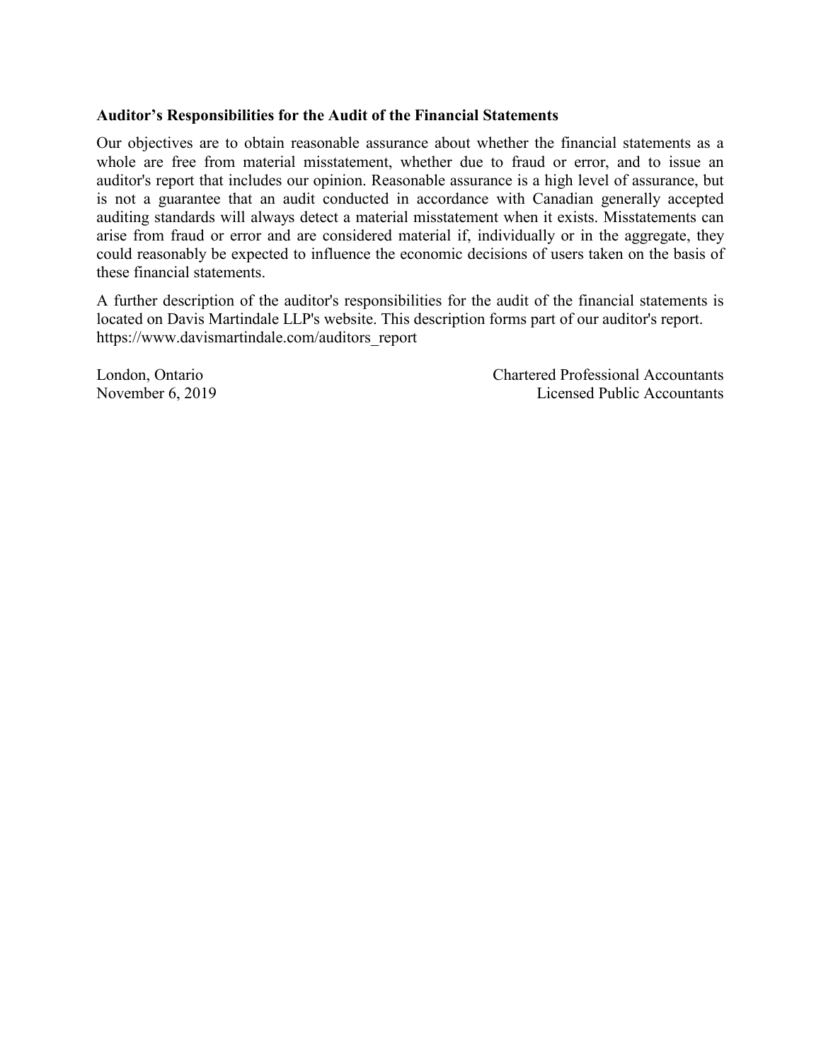**Auditor’s Responsibilities for the Audit of the Financial Statements**

Our objectives are to obtain reasonable assurance about whether the financial statements as a whole are free from material misstatement, whether due to fraud or error, and to issue an auditor's report that includes our opinion. Reasonable assurance is a high level of assurance, but is not a guarantee that an audit conducted in accordance with Canadian generally accepted auditing standards will always detect a material misstatement when it exists. Misstatements can arise from fraud or error and are considered material if, individually or in the aggregate, they could reasonably be expected to influence the economic decisions of users taken on the basis of these financial statements.

A further description of the auditor's responsibilities for the audit of the financial statements is located on Davis Martindale LLP's website. This description forms part of our auditor's report. https://www.davismartindale.com/auditors_report

London, Ontario
November 6, 2019

Chartered Professional Accountants
Licensed Public Accountants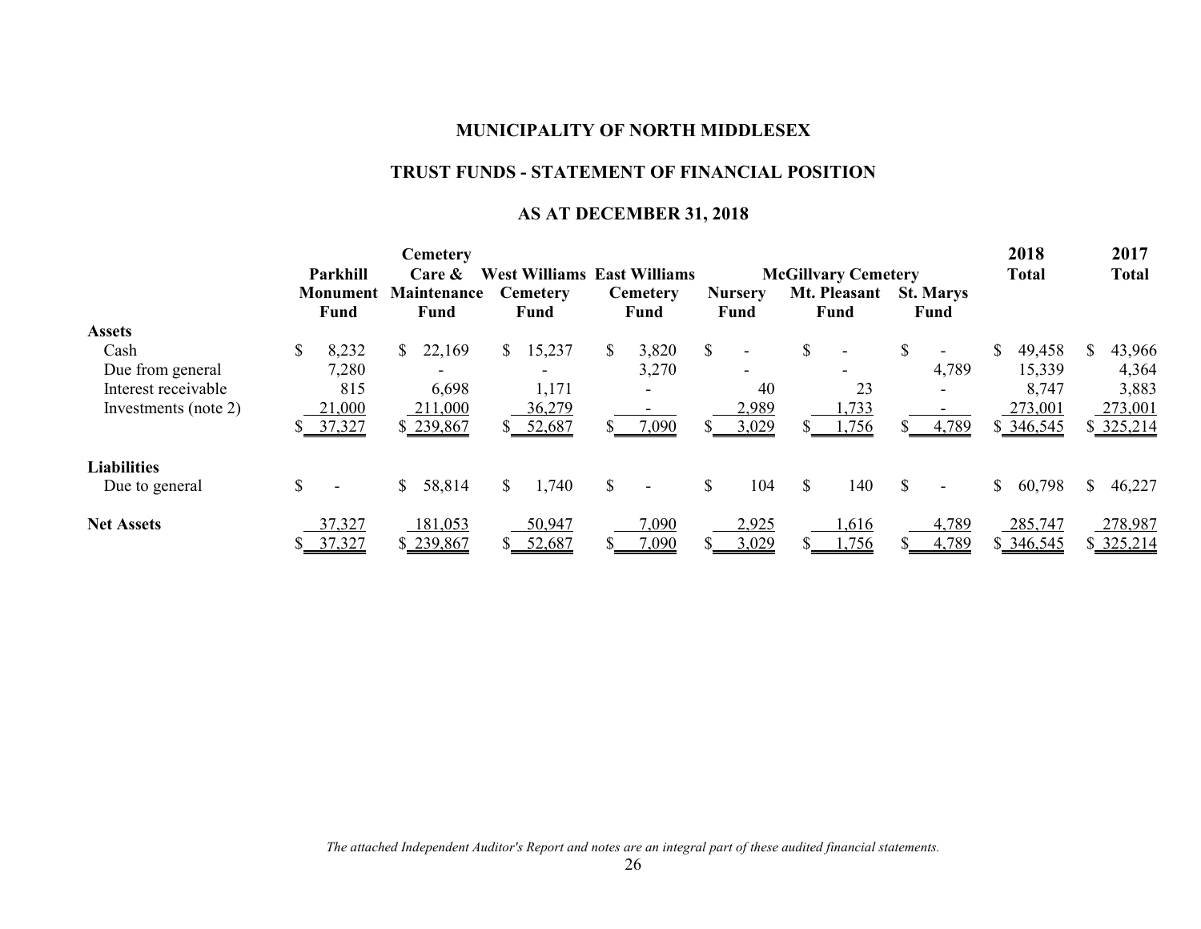# MUNICIPALITY OF NORTH MIDDLESEX

## TRUST FUNDS - STATEMENT OF FINANCIAL POSITION

## AS AT DECEMBER 31, 2018

| | Parkhill Monument Fund | Cemetery Care & Maintenance Fund | West Williams Cemetery Fund | East Williams Cemetery Fund | McGillvary Cemetery Nursery Fund | McGillvary Cemetery Mt. Pleasant Fund | McGillvary Cemetery St. Marys Fund | 2018 Total | 2017 Total |
|---|---|---|---|---|---|---|---|---|---|
| **Assets** | | | | | | | | | |
| Cash | $ 8,232 | $ 22,169 | $ 15,237 | $ 3,820 | $ - | $ - | $ - | $ 49,458 | $ 43,966 |
| Due from general | 7,280 | - | - | 3,270 | - | - | 4,789 | 15,339 | 4,364 |
| Interest receivable | 815 | 6,698 | 1,171 | - | 40 | 23 | - | 8,747 | 3,883 |
| Investments (note 2) | 21,000 | 211,000 | 36,279 | - | 2,989 | 1,733 | - | 273,001 | 273,001 |
| | $ 37,327 | $ 239,867 | $ 52,687 | $ 7,090 | $ 3,029 | $ 1,756 | $ 4,789 | $ 346,545 | $ 325,214 |
| **Liabilities** | | | | | | | | | |
| Due to general | $ - | $ 58,814 | $ 1,740 | $ - | $ 104 | $ 140 | $ - | $ 60,798 | $ 46,227 |
| **Net Assets** | 37,327 | 181,053 | 50,947 | 7,090 | 2,925 | 1,616 | 4,789 | 285,747 | 278,987 |
| | $ 37,327 | $ 239,867 | $ 52,687 | $ 7,090 | $ 3,029 | $ 1,756 | $ 4,789 | $ 346,545 | $ 325,214 |

*The attached Independent Auditor's Report and notes are an integral part of these audited financial statements.*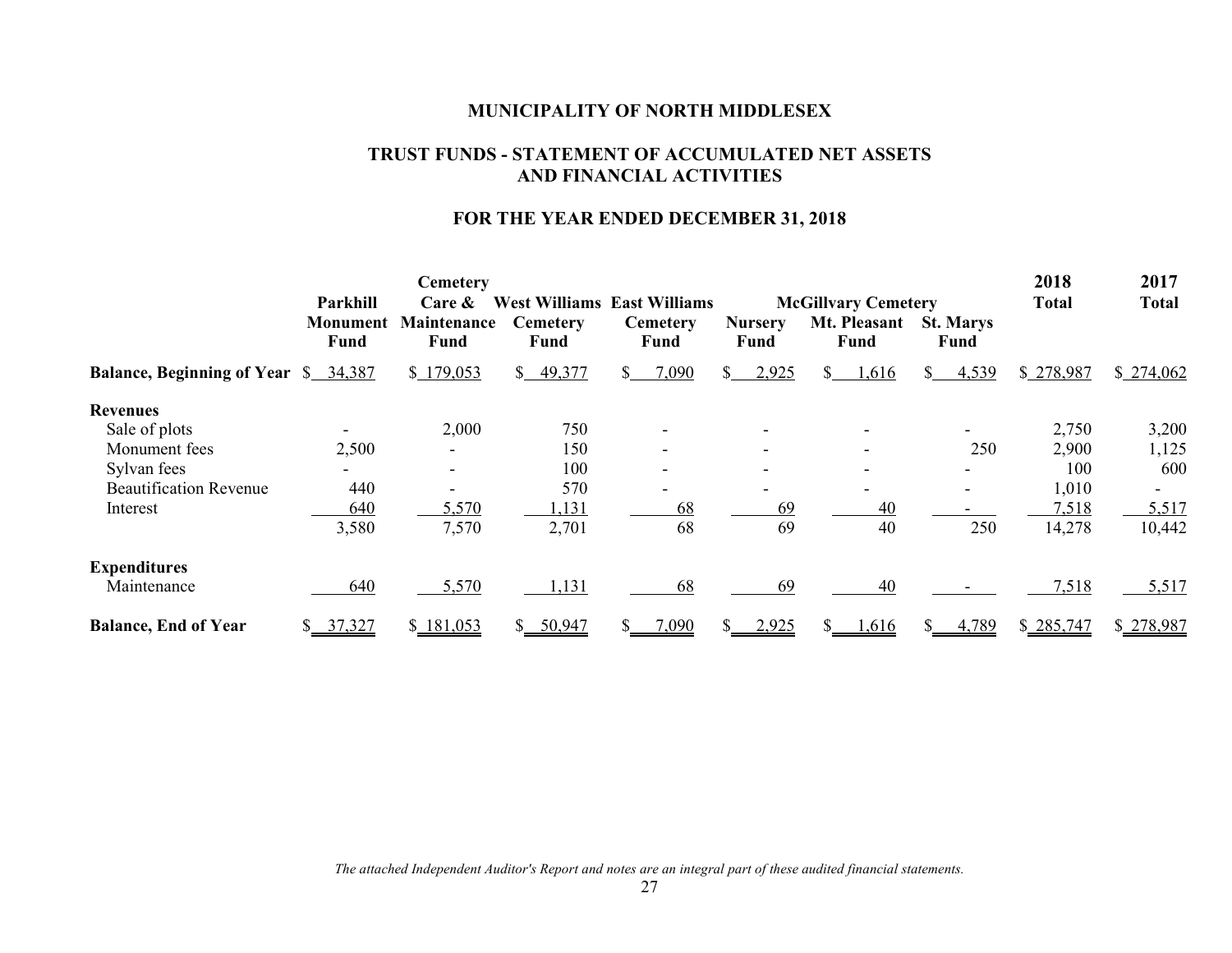# MUNICIPALITY OF NORTH MIDDLESEX

## TRUST FUNDS - STATEMENT OF ACCUMULATED NET ASSETS AND FINANCIAL ACTIVITIES

### FOR THE YEAR ENDED DECEMBER 31, 2018

| | Parkhill Monument Fund | Cemetery Care & Maintenance Fund | West Williams Cemetery Fund | East Williams Cemetery Fund | McGillvary Cemetery Nursery Fund | McGillvary Cemetery Mt. Pleasant Fund | McGillvary Cemetery St. Marys Fund | 2018 Total | 2017 Total |
|---|---|---|---|---|---|---|---|---|---|
| **Balance, Beginning of Year** | $ 34,387 | $ 179,053 | $ 49,377 | $ 7,090 | $ 2,925 | $ 1,616 | $ 4,539 | $ 278,987 | $ 274,062 |
| **Revenues** | | | | | | | | | |
| Sale of plots | - | 2,000 | 750 | - | - | - | - | 2,750 | 3,200 |
| Monument fees | 2,500 | - | 150 | - | - | - | 250 | 2,900 | 1,125 |
| Sylvan fees | - | - | 100 | - | - | - | - | 100 | 600 |
| Beautification Revenue | 440 | - | 570 | - | - | - | - | 1,010 | - |
| Interest | 640 | 5,570 | 1,131 | 68 | 69 | 40 | - | 7,518 | 5,517 |
| | 3,580 | 7,570 | 2,701 | 68 | 69 | 40 | 250 | 14,278 | 10,442 |
| **Expenditures** | | | | | | | | | |
| Maintenance | 640 | 5,570 | 1,131 | 68 | 69 | 40 | - | 7,518 | 5,517 |
| **Balance, End of Year** | $ 37,327 | $ 181,053 | $ 50,947 | $ 7,090 | $ 2,925 | $ 1,616 | $ 4,789 | $ 285,747 | $ 278,987 |

*The attached Independent Auditor's Report and notes are an integral part of these audited financial statements.*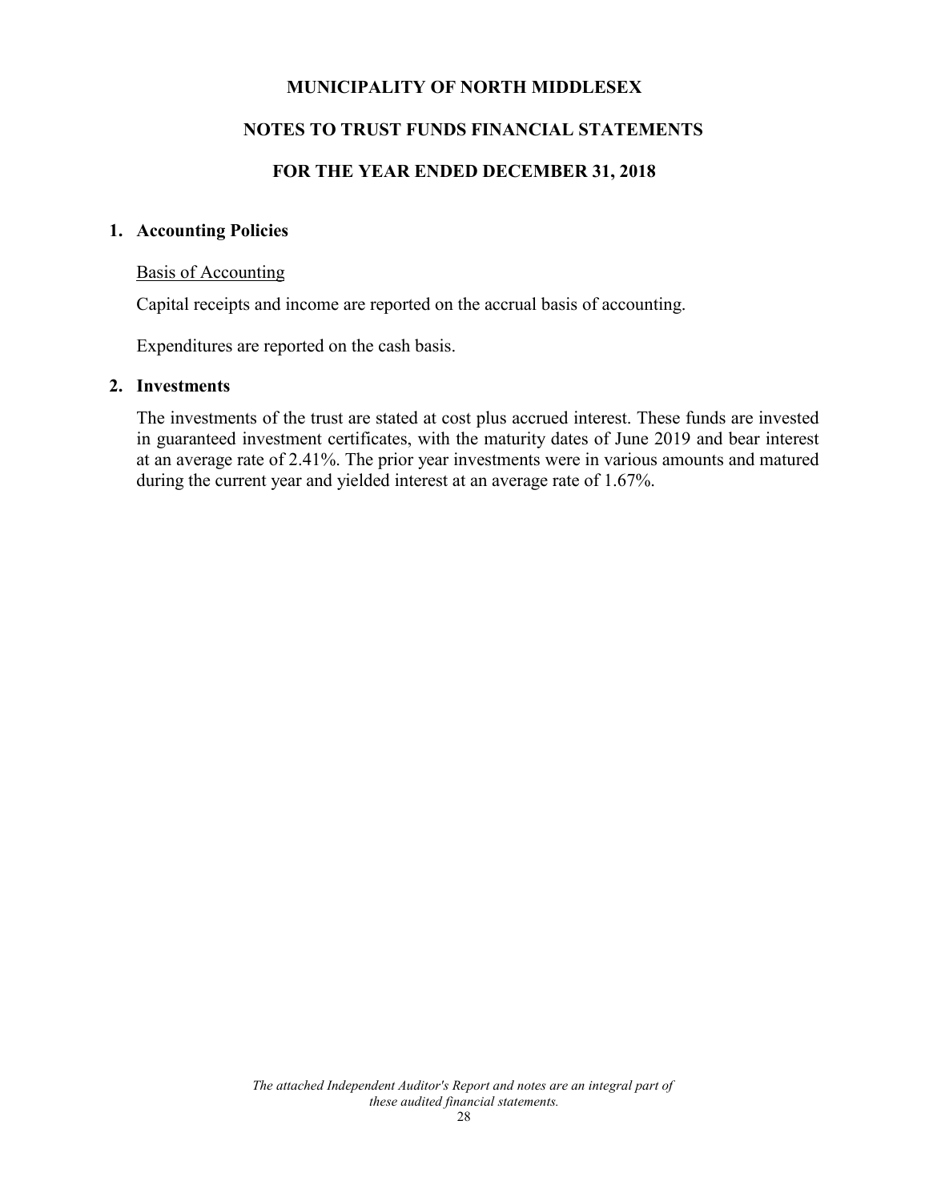# MUNICIPALITY OF NORTH MIDDLESEX

## NOTES TO TRUST FUNDS FINANCIAL STATEMENTS

## FOR THE YEAR ENDED DECEMBER 31, 2018

### 1. Accounting Policies

<u>Basis of Accounting</u>

Capital receipts and income are reported on the accrual basis of accounting.

Expenditures are reported on the cash basis.

### 2. Investments

The investments of the trust are stated at cost plus accrued interest. These funds are invested in guaranteed investment certificates, with the maturity dates of June 2019 and bear interest at an average rate of 2.41%. The prior year investments were in various amounts and matured during the current year and yielded interest at an average rate of 1.67%.

*The attached Independent Auditor's Report and notes are an integral part of these audited financial statements.*